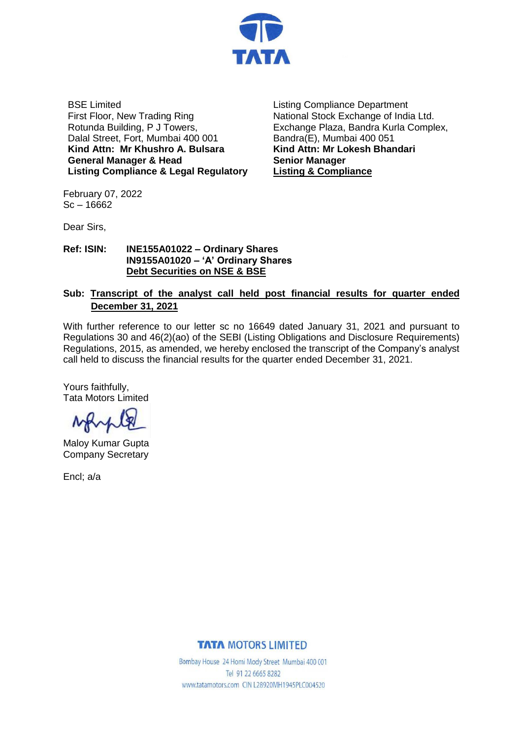BSE Limited
First Floor, New Trading Ring
Rotunda Building, P J Towers,
Dalal Street, Fort, Mumbai 400 001
**Kind Attn: Mr Khushro A. Bulsara**
**General Manager & Head**
**Listing Compliance & Legal Regulatory**

Listing Compliance Department
National Stock Exchange of India Ltd.
Exchange Plaza, Bandra Kurla Complex,
Bandra(E), Mumbai 400 051
**Kind Attn: Mr Lokesh Bhandari**
**Senior Manager**
**Listing & Compliance**

February 07, 2022
Sc – 16662

Dear Sirs,

**Ref: ISIN: INE155A01022 – Ordinary Shares**
**IN9155A01020 – 'A' Ordinary Shares**
**Debt Securities on NSE & BSE**

**Sub: Transcript of the analyst call held post financial results for quarter ended December 31, 2021**

With further reference to our letter sc no 16649 dated January 31, 2021 and pursuant to Regulations 30 and 46(2)(ao) of the SEBI (Listing Obligations and Disclosure Requirements) Regulations, 2015, as amended, we hereby enclosed the transcript of the Company's analyst call held to discuss the financial results for the quarter ended December 31, 2021.

Yours faithfully,
Tata Motors Limited

Maloy Kumar Gupta
Company Secretary

Encl; a/a

**TATA MOTORS LIMITED**

Bombay House 24 Homi Mody Street Mumbai 400 001
Tel 91 22 6665 8282
www.tatamotors.com CIN L28920MH1945PLC004520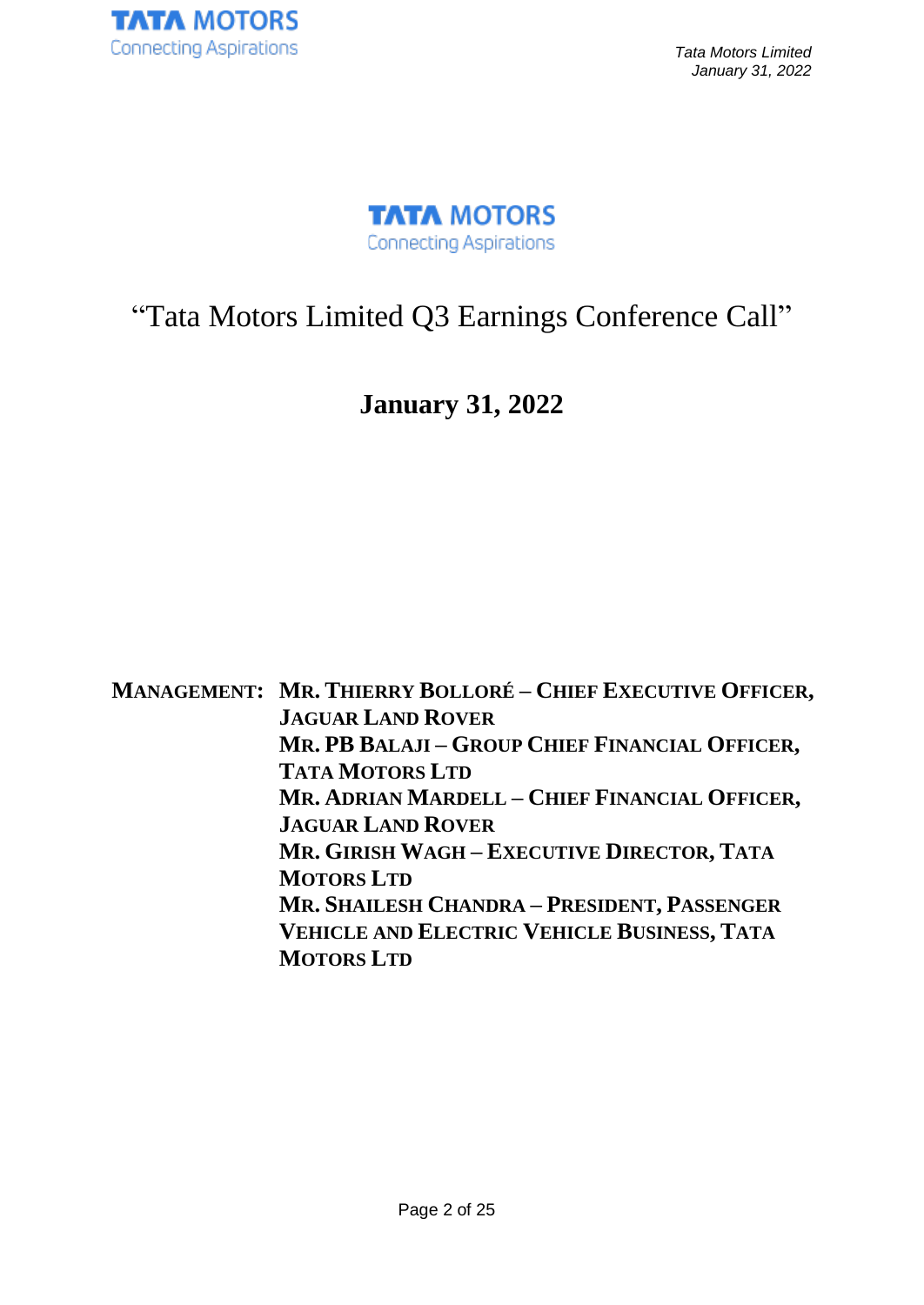TATA MOTORS
Connecting Aspirations

# "Tata Motors Limited Q3 Earnings Conference Call"

## January 31, 2022

**MANAGEMENT:** **MR. THIERRY BOLLORÉ – CHIEF EXECUTIVE OFFICER, JAGUAR LAND ROVER**
**MR. PB BALAJI – GROUP CHIEF FINANCIAL OFFICER, TATA MOTORS LTD**
**MR. ADRIAN MARDELL – CHIEF FINANCIAL OFFICER, JAGUAR LAND ROVER**
**MR. GIRISH WAGH – EXECUTIVE DIRECTOR, TATA MOTORS LTD**
**MR. SHAILESH CHANDRA – PRESIDENT, PASSENGER VEHICLE AND ELECTRIC VEHICLE BUSINESS, TATA MOTORS LTD**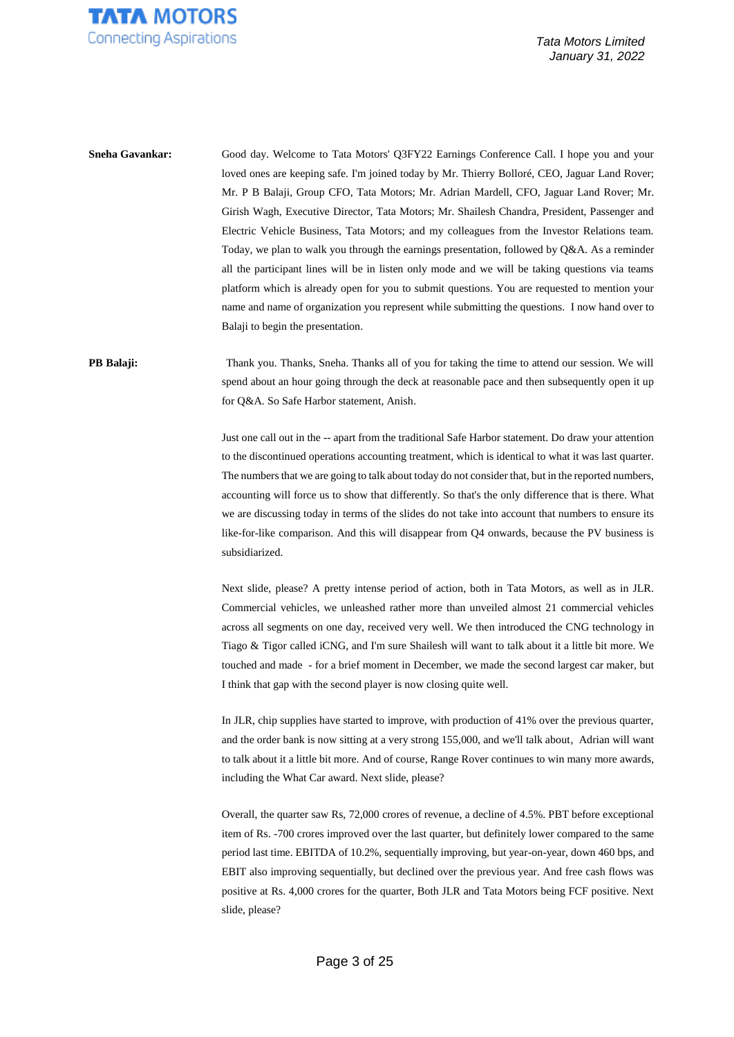**Sneha Gavankar:** Good day. Welcome to Tata Motors' Q3FY22 Earnings Conference Call. I hope you and your loved ones are keeping safe. I'm joined today by Mr. Thierry Bolloré, CEO, Jaguar Land Rover; Mr. P B Balaji, Group CFO, Tata Motors; Mr. Adrian Mardell, CFO, Jaguar Land Rover; Mr. Girish Wagh, Executive Director, Tata Motors; Mr. Shailesh Chandra, President, Passenger and Electric Vehicle Business, Tata Motors; and my colleagues from the Investor Relations team. Today, we plan to walk you through the earnings presentation, followed by Q&A. As a reminder all the participant lines will be in listen only mode and we will be taking questions via teams platform which is already open for you to submit questions. You are requested to mention your name and name of organization you represent while submitting the questions. I now hand over to Balaji to begin the presentation.

**PB Balaji:** Thank you. Thanks, Sneha. Thanks all of you for taking the time to attend our session. We will spend about an hour going through the deck at reasonable pace and then subsequently open it up for Q&A. So Safe Harbor statement, Anish.

Just one call out in the -- apart from the traditional Safe Harbor statement. Do draw your attention to the discontinued operations accounting treatment, which is identical to what it was last quarter. The numbers that we are going to talk about today do not consider that, but in the reported numbers, accounting will force us to show that differently. So that's the only difference that is there. What we are discussing today in terms of the slides do not take into account that numbers to ensure its like-for-like comparison. And this will disappear from Q4 onwards, because the PV business is subsidiarized.

Next slide, please? A pretty intense period of action, both in Tata Motors, as well as in JLR. Commercial vehicles, we unleashed rather more than unveiled almost 21 commercial vehicles across all segments on one day, received very well. We then introduced the CNG technology in Tiago & Tigor called iCNG, and I'm sure Shailesh will want to talk about it a little bit more. We touched and made - for a brief moment in December, we made the second largest car maker, but I think that gap with the second player is now closing quite well.

In JLR, chip supplies have started to improve, with production of 41% over the previous quarter, and the order bank is now sitting at a very strong 155,000, and we'll talk about, Adrian will want to talk about it a little bit more. And of course, Range Rover continues to win many more awards, including the What Car award. Next slide, please?

Overall, the quarter saw Rs, 72,000 crores of revenue, a decline of 4.5%. PBT before exceptional item of Rs. -700 crores improved over the last quarter, but definitely lower compared to the same period last time. EBITDA of 10.2%, sequentially improving, but year-on-year, down 460 bps, and EBIT also improving sequentially, but declined over the previous year. And free cash flows was positive at Rs. 4,000 crores for the quarter, Both JLR and Tata Motors being FCF positive. Next slide, please?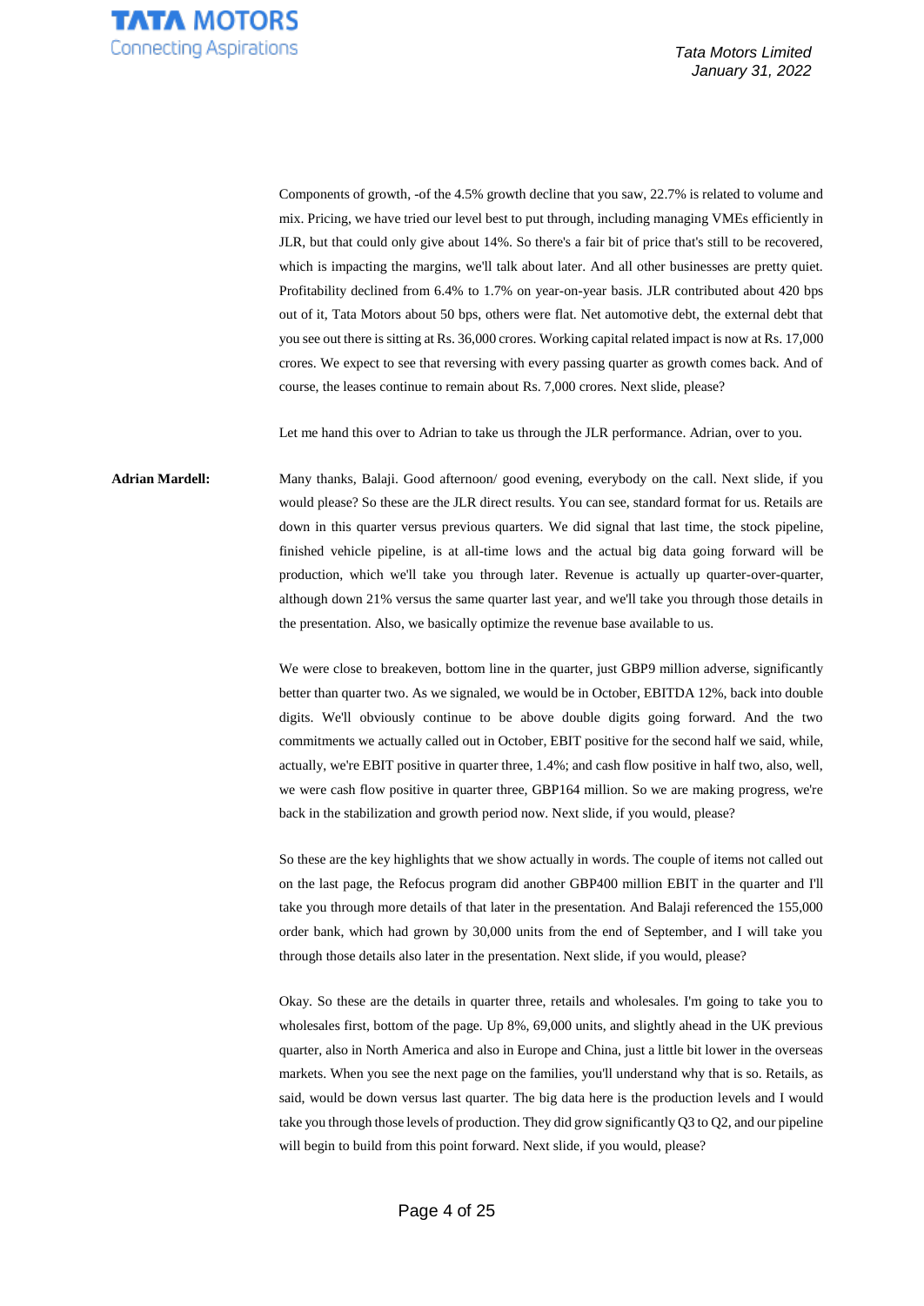Components of growth, -of the 4.5% growth decline that you saw, 22.7% is related to volume and mix. Pricing, we have tried our level best to put through, including managing VMEs efficiently in JLR, but that could only give about 14%. So there's a fair bit of price that's still to be recovered, which is impacting the margins, we'll talk about later. And all other businesses are pretty quiet. Profitability declined from 6.4% to 1.7% on year-on-year basis. JLR contributed about 420 bps out of it, Tata Motors about 50 bps, others were flat. Net automotive debt, the external debt that you see out there is sitting at Rs. 36,000 crores. Working capital related impact is now at Rs. 17,000 crores. We expect to see that reversing with every passing quarter as growth comes back. And of course, the leases continue to remain about Rs. 7,000 crores. Next slide, please?

Let me hand this over to Adrian to take us through the JLR performance. Adrian, over to you.

**Adrian Mardell:** Many thanks, Balaji. Good afternoon/ good evening, everybody on the call. Next slide, if you would please? So these are the JLR direct results. You can see, standard format for us. Retails are down in this quarter versus previous quarters. We did signal that last time, the stock pipeline, finished vehicle pipeline, is at all-time lows and the actual big data going forward will be production, which we'll take you through later. Revenue is actually up quarter-over-quarter, although down 21% versus the same quarter last year, and we'll take you through those details in the presentation. Also, we basically optimize the revenue base available to us.

We were close to breakeven, bottom line in the quarter, just GBP9 million adverse, significantly better than quarter two. As we signaled, we would be in October, EBITDA 12%, back into double digits. We'll obviously continue to be above double digits going forward. And the two commitments we actually called out in October, EBIT positive for the second half we said, while, actually, we're EBIT positive in quarter three, 1.4%; and cash flow positive in half two, also, well, we were cash flow positive in quarter three, GBP164 million. So we are making progress, we're back in the stabilization and growth period now. Next slide, if you would, please?

So these are the key highlights that we show actually in words. The couple of items not called out on the last page, the Refocus program did another GBP400 million EBIT in the quarter and I'll take you through more details of that later in the presentation. And Balaji referenced the 155,000 order bank, which had grown by 30,000 units from the end of September, and I will take you through those details also later in the presentation. Next slide, if you would, please?

Okay. So these are the details in quarter three, retails and wholesales. I'm going to take you to wholesales first, bottom of the page. Up 8%, 69,000 units, and slightly ahead in the UK previous quarter, also in North America and also in Europe and China, just a little bit lower in the overseas markets. When you see the next page on the families, you'll understand why that is so. Retails, as said, would be down versus last quarter. The big data here is the production levels and I would take you through those levels of production. They did grow significantly Q3 to Q2, and our pipeline will begin to build from this point forward. Next slide, if you would, please?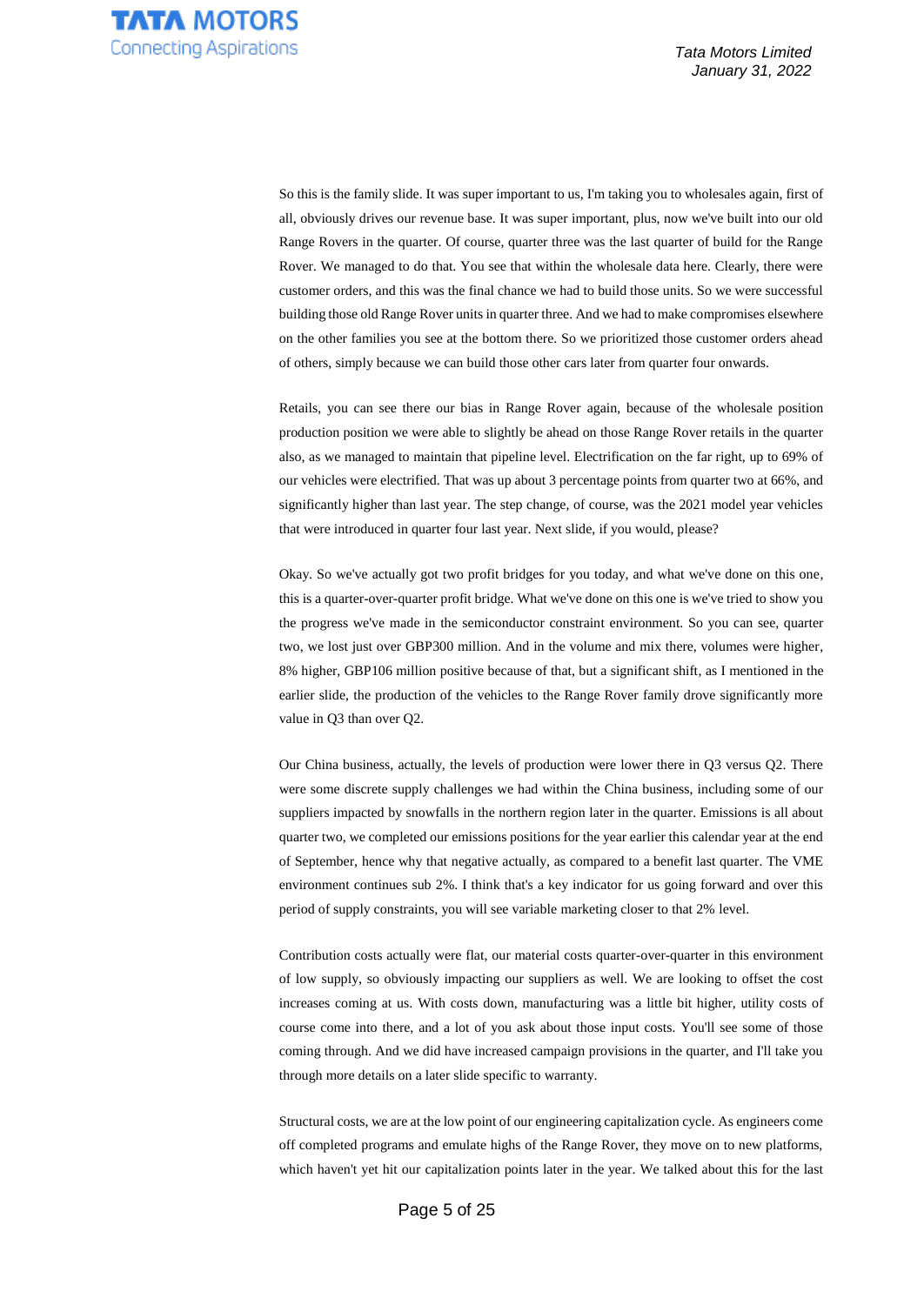So this is the family slide. It was super important to us, I'm taking you to wholesales again, first of all, obviously drives our revenue base. It was super important, plus, now we've built into our old Range Rovers in the quarter. Of course, quarter three was the last quarter of build for the Range Rover. We managed to do that. You see that within the wholesale data here. Clearly, there were customer orders, and this was the final chance we had to build those units. So we were successful building those old Range Rover units in quarter three. And we had to make compromises elsewhere on the other families you see at the bottom there. So we prioritized those customer orders ahead of others, simply because we can build those other cars later from quarter four onwards.

Retails, you can see there our bias in Range Rover again, because of the wholesale position production position we were able to slightly be ahead on those Range Rover retails in the quarter also, as we managed to maintain that pipeline level. Electrification on the far right, up to 69% of our vehicles were electrified. That was up about 3 percentage points from quarter two at 66%, and significantly higher than last year. The step change, of course, was the 2021 model year vehicles that were introduced in quarter four last year. Next slide, if you would, please?

Okay. So we've actually got two profit bridges for you today, and what we've done on this one, this is a quarter-over-quarter profit bridge. What we've done on this one is we've tried to show you the progress we've made in the semiconductor constraint environment. So you can see, quarter two, we lost just over GBP300 million. And in the volume and mix there, volumes were higher, 8% higher, GBP106 million positive because of that, but a significant shift, as I mentioned in the earlier slide, the production of the vehicles to the Range Rover family drove significantly more value in Q3 than over Q2.

Our China business, actually, the levels of production were lower there in Q3 versus Q2. There were some discrete supply challenges we had within the China business, including some of our suppliers impacted by snowfalls in the northern region later in the quarter. Emissions is all about quarter two, we completed our emissions positions for the year earlier this calendar year at the end of September, hence why that negative actually, as compared to a benefit last quarter. The VME environment continues sub 2%. I think that's a key indicator for us going forward and over this period of supply constraints, you will see variable marketing closer to that 2% level.

Contribution costs actually were flat, our material costs quarter-over-quarter in this environment of low supply, so obviously impacting our suppliers as well. We are looking to offset the cost increases coming at us. With costs down, manufacturing was a little bit higher, utility costs of course come into there, and a lot of you ask about those input costs. You'll see some of those coming through. And we did have increased campaign provisions in the quarter, and I'll take you through more details on a later slide specific to warranty.

Structural costs, we are at the low point of our engineering capitalization cycle. As engineers come off completed programs and emulate highs of the Range Rover, they move on to new platforms, which haven't yet hit our capitalization points later in the year. We talked about this for the last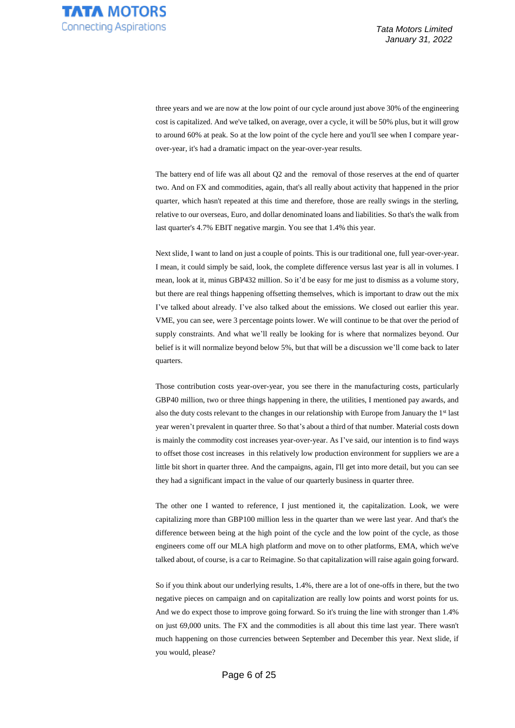three years and we are now at the low point of our cycle around just above 30% of the engineering cost is capitalized. And we've talked, on average, over a cycle, it will be 50% plus, but it will grow to around 60% at peak. So at the low point of the cycle here and you'll see when I compare year-over-year, it's had a dramatic impact on the year-over-year results.

The battery end of life was all about Q2 and the removal of those reserves at the end of quarter two. And on FX and commodities, again, that's all really about activity that happened in the prior quarter, which hasn't repeated at this time and therefore, those are really swings in the sterling, relative to our overseas, Euro, and dollar denominated loans and liabilities. So that's the walk from last quarter's 4.7% EBIT negative margin. You see that 1.4% this year.

Next slide, I want to land on just a couple of points. This is our traditional one, full year-over-year. I mean, it could simply be said, look, the complete difference versus last year is all in volumes. I mean, look at it, minus GBP432 million. So it'd be easy for me just to dismiss as a volume story, but there are real things happening offsetting themselves, which is important to draw out the mix I've talked about already. I've also talked about the emissions. We closed out earlier this year. VME, you can see, were 3 percentage points lower. We will continue to be that over the period of supply constraints. And what we'll really be looking for is where that normalizes beyond. Our belief is it will normalize beyond below 5%, but that will be a discussion we'll come back to later quarters.

Those contribution costs year-over-year, you see there in the manufacturing costs, particularly GBP40 million, two or three things happening in there, the utilities, I mentioned pay awards, and also the duty costs relevant to the changes in our relationship with Europe from January the 1st last year weren't prevalent in quarter three. So that's about a third of that number. Material costs down is mainly the commodity cost increases year-over-year. As I've said, our intention is to find ways to offset those cost increases in this relatively low production environment for suppliers we are a little bit short in quarter three. And the campaigns, again, I'll get into more detail, but you can see they had a significant impact in the value of our quarterly business in quarter three.

The other one I wanted to reference, I just mentioned it, the capitalization. Look, we were capitalizing more than GBP100 million less in the quarter than we were last year. And that's the difference between being at the high point of the cycle and the low point of the cycle, as those engineers come off our MLA high platform and move on to other platforms, EMA, which we've talked about, of course, is a car to Reimagine. So that capitalization will raise again going forward.

So if you think about our underlying results, 1.4%, there are a lot of one-offs in there, but the two negative pieces on campaign and on capitalization are really low points and worst points for us. And we do expect those to improve going forward. So it's truing the line with stronger than 1.4% on just 69,000 units. The FX and the commodities is all about this time last year. There wasn't much happening on those currencies between September and December this year. Next slide, if you would, please?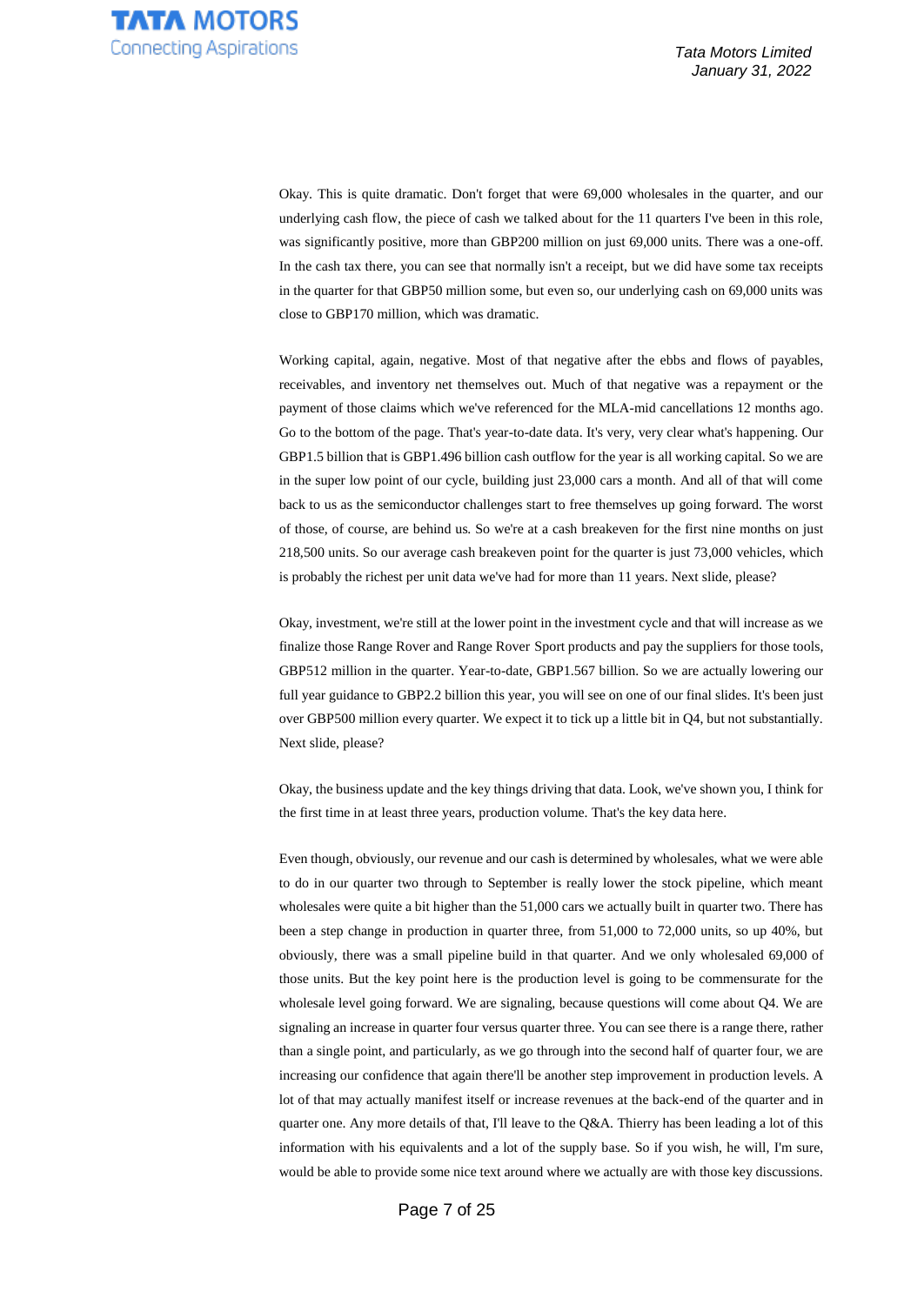Okay. This is quite dramatic. Don't forget that were 69,000 wholesales in the quarter, and our underlying cash flow, the piece of cash we talked about for the 11 quarters I've been in this role, was significantly positive, more than GBP200 million on just 69,000 units. There was a one-off. In the cash tax there, you can see that normally isn't a receipt, but we did have some tax receipts in the quarter for that GBP50 million some, but even so, our underlying cash on 69,000 units was close to GBP170 million, which was dramatic.

Working capital, again, negative. Most of that negative after the ebbs and flows of payables, receivables, and inventory net themselves out. Much of that negative was a repayment or the payment of those claims which we've referenced for the MLA-mid cancellations 12 months ago. Go to the bottom of the page. That's year-to-date data. It's very, very clear what's happening. Our GBP1.5 billion that is GBP1.496 billion cash outflow for the year is all working capital. So we are in the super low point of our cycle, building just 23,000 cars a month. And all of that will come back to us as the semiconductor challenges start to free themselves up going forward. The worst of those, of course, are behind us. So we're at a cash breakeven for the first nine months on just 218,500 units. So our average cash breakeven point for the quarter is just 73,000 vehicles, which is probably the richest per unit data we've had for more than 11 years. Next slide, please?

Okay, investment, we're still at the lower point in the investment cycle and that will increase as we finalize those Range Rover and Range Rover Sport products and pay the suppliers for those tools, GBP512 million in the quarter. Year-to-date, GBP1.567 billion. So we are actually lowering our full year guidance to GBP2.2 billion this year, you will see on one of our final slides. It's been just over GBP500 million every quarter. We expect it to tick up a little bit in Q4, but not substantially. Next slide, please?

Okay, the business update and the key things driving that data. Look, we've shown you, I think for the first time in at least three years, production volume. That's the key data here.

Even though, obviously, our revenue and our cash is determined by wholesales, what we were able to do in our quarter two through to September is really lower the stock pipeline, which meant wholesales were quite a bit higher than the 51,000 cars we actually built in quarter two. There has been a step change in production in quarter three, from 51,000 to 72,000 units, so up 40%, but obviously, there was a small pipeline build in that quarter. And we only wholesaled 69,000 of those units. But the key point here is the production level is going to be commensurate for the wholesale level going forward. We are signaling, because questions will come about Q4. We are signaling an increase in quarter four versus quarter three. You can see there is a range there, rather than a single point, and particularly, as we go through into the second half of quarter four, we are increasing our confidence that again there'll be another step improvement in production levels. A lot of that may actually manifest itself or increase revenues at the back-end of the quarter and in quarter one. Any more details of that, I'll leave to the Q&A. Thierry has been leading a lot of this information with his equivalents and a lot of the supply base. So if you wish, he will, I'm sure, would be able to provide some nice text around where we actually are with those key discussions.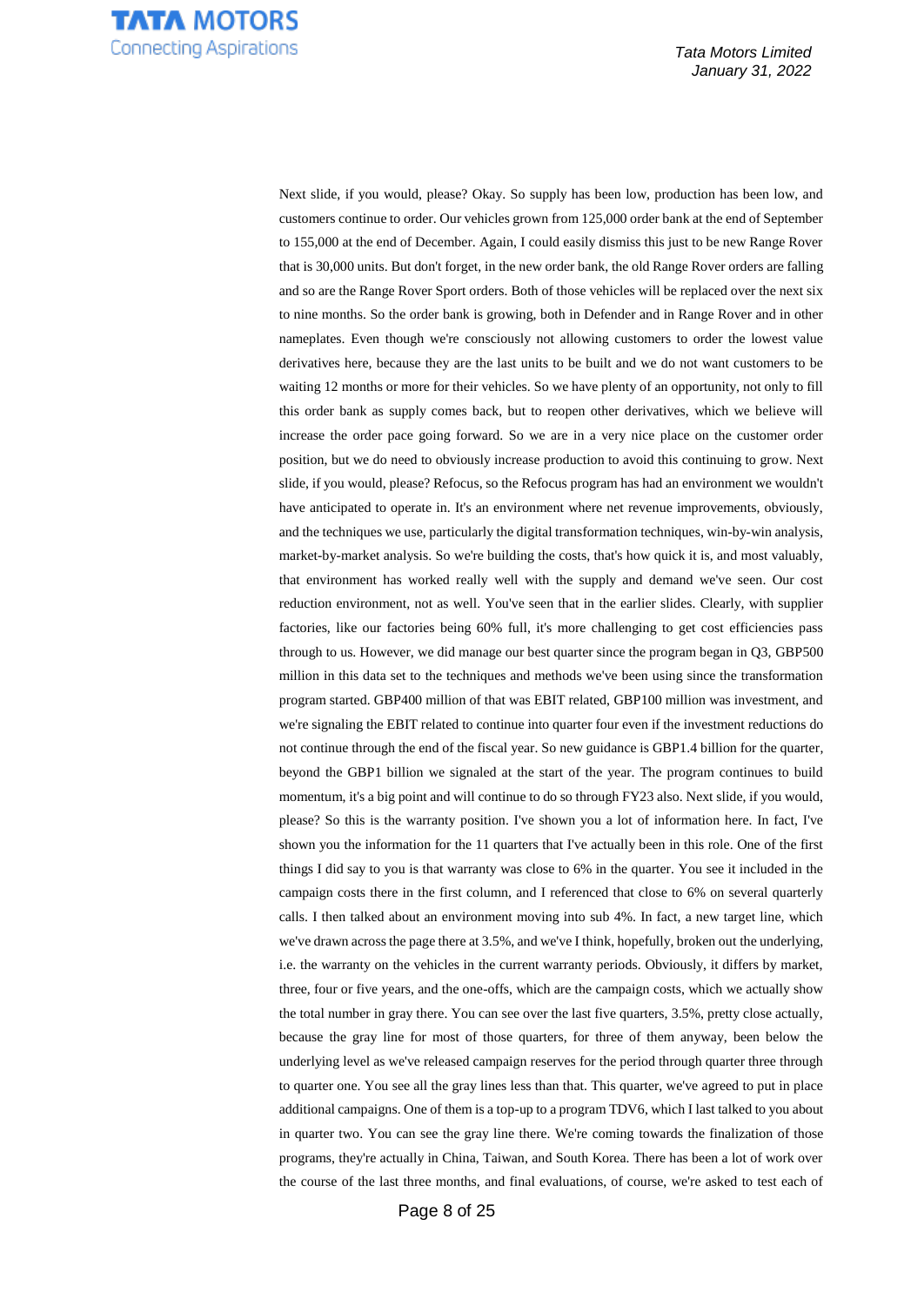Next slide, if you would, please? Okay. So supply has been low, production has been low, and customers continue to order. Our vehicles grown from 125,000 order bank at the end of September to 155,000 at the end of December. Again, I could easily dismiss this just to be new Range Rover that is 30,000 units. But don't forget, in the new order bank, the old Range Rover orders are falling and so are the Range Rover Sport orders. Both of those vehicles will be replaced over the next six to nine months. So the order bank is growing, both in Defender and in Range Rover and in other nameplates. Even though we're consciously not allowing customers to order the lowest value derivatives here, because they are the last units to be built and we do not want customers to be waiting 12 months or more for their vehicles. So we have plenty of an opportunity, not only to fill this order bank as supply comes back, but to reopen other derivatives, which we believe will increase the order pace going forward. So we are in a very nice place on the customer order position, but we do need to obviously increase production to avoid this continuing to grow. Next slide, if you would, please? Refocus, so the Refocus program has had an environment we wouldn't have anticipated to operate in. It's an environment where net revenue improvements, obviously, and the techniques we use, particularly the digital transformation techniques, win-by-win analysis, market-by-market analysis. So we're building the costs, that's how quick it is, and most valuably, that environment has worked really well with the supply and demand we've seen. Our cost reduction environment, not as well. You've seen that in the earlier slides. Clearly, with supplier factories, like our factories being 60% full, it's more challenging to get cost efficiencies pass through to us. However, we did manage our best quarter since the program began in Q3, GBP500 million in this data set to the techniques and methods we've been using since the transformation program started. GBP400 million of that was EBIT related, GBP100 million was investment, and we're signaling the EBIT related to continue into quarter four even if the investment reductions do not continue through the end of the fiscal year. So new guidance is GBP1.4 billion for the quarter, beyond the GBP1 billion we signaled at the start of the year. The program continues to build momentum, it's a big point and will continue to do so through FY23 also. Next slide, if you would, please? So this is the warranty position. I've shown you a lot of information here. In fact, I've shown you the information for the 11 quarters that I've actually been in this role. One of the first things I did say to you is that warranty was close to 6% in the quarter. You see it included in the campaign costs there in the first column, and I referenced that close to 6% on several quarterly calls. I then talked about an environment moving into sub 4%. In fact, a new target line, which we've drawn across the page there at 3.5%, and we've I think, hopefully, broken out the underlying, i.e. the warranty on the vehicles in the current warranty periods. Obviously, it differs by market, three, four or five years, and the one-offs, which are the campaign costs, which we actually show the total number in gray there. You can see over the last five quarters, 3.5%, pretty close actually, because the gray line for most of those quarters, for three of them anyway, been below the underlying level as we've released campaign reserves for the period through quarter three through to quarter one. You see all the gray lines less than that. This quarter, we've agreed to put in place additional campaigns. One of them is a top-up to a program TDV6, which I last talked to you about in quarter two. You can see the gray line there. We're coming towards the finalization of those programs, they're actually in China, Taiwan, and South Korea. There has been a lot of work over the course of the last three months, and final evaluations, of course, we're asked to test each of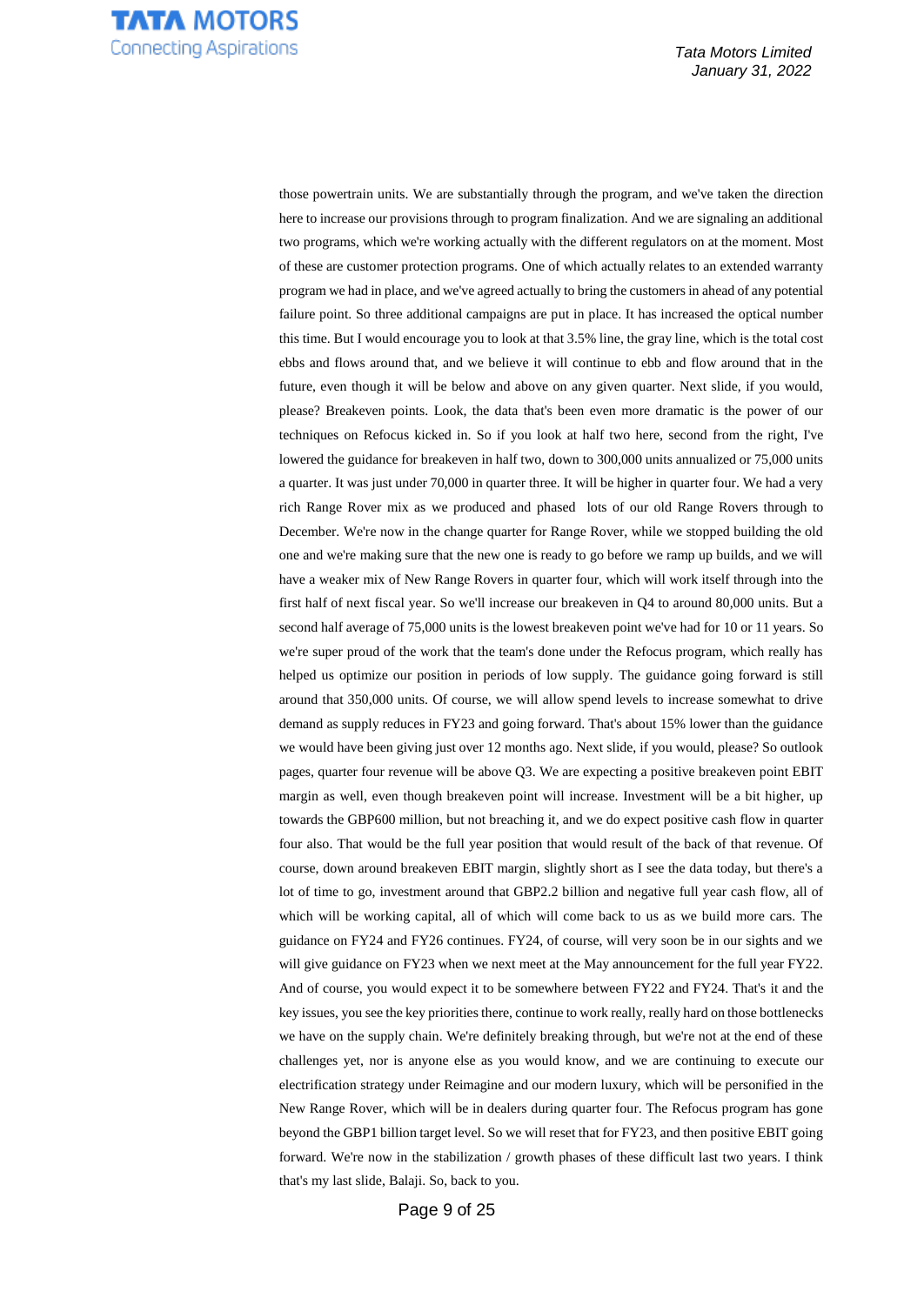those powertrain units. We are substantially through the program, and we've taken the direction here to increase our provisions through to program finalization. And we are signaling an additional two programs, which we're working actually with the different regulators on at the moment. Most of these are customer protection programs. One of which actually relates to an extended warranty program we had in place, and we've agreed actually to bring the customers in ahead of any potential failure point. So three additional campaigns are put in place. It has increased the optical number this time. But I would encourage you to look at that 3.5% line, the gray line, which is the total cost ebbs and flows around that, and we believe it will continue to ebb and flow around that in the future, even though it will be below and above on any given quarter. Next slide, if you would, please? Breakeven points. Look, the data that's been even more dramatic is the power of our techniques on Refocus kicked in. So if you look at half two here, second from the right, I've lowered the guidance for breakeven in half two, down to 300,000 units annualized or 75,000 units a quarter. It was just under 70,000 in quarter three. It will be higher in quarter four. We had a very rich Range Rover mix as we produced and phased lots of our old Range Rovers through to December. We're now in the change quarter for Range Rover, while we stopped building the old one and we're making sure that the new one is ready to go before we ramp up builds, and we will have a weaker mix of New Range Rovers in quarter four, which will work itself through into the first half of next fiscal year. So we'll increase our breakeven in Q4 to around 80,000 units. But a second half average of 75,000 units is the lowest breakeven point we've had for 10 or 11 years. So we're super proud of the work that the team's done under the Refocus program, which really has helped us optimize our position in periods of low supply. The guidance going forward is still around that 350,000 units. Of course, we will allow spend levels to increase somewhat to drive demand as supply reduces in FY23 and going forward. That's about 15% lower than the guidance we would have been giving just over 12 months ago. Next slide, if you would, please? So outlook pages, quarter four revenue will be above Q3. We are expecting a positive breakeven point EBIT margin as well, even though breakeven point will increase. Investment will be a bit higher, up towards the GBP600 million, but not breaching it, and we do expect positive cash flow in quarter four also. That would be the full year position that would result of the back of that revenue. Of course, down around breakeven EBIT margin, slightly short as I see the data today, but there's a lot of time to go, investment around that GBP2.2 billion and negative full year cash flow, all of which will be working capital, all of which will come back to us as we build more cars. The guidance on FY24 and FY26 continues. FY24, of course, will very soon be in our sights and we will give guidance on FY23 when we next meet at the May announcement for the full year FY22. And of course, you would expect it to be somewhere between FY22 and FY24. That's it and the key issues, you see the key priorities there, continue to work really, really hard on those bottlenecks we have on the supply chain. We're definitely breaking through, but we're not at the end of these challenges yet, nor is anyone else as you would know, and we are continuing to execute our electrification strategy under Reimagine and our modern luxury, which will be personified in the New Range Rover, which will be in dealers during quarter four. The Refocus program has gone beyond the GBP1 billion target level. So we will reset that for FY23, and then positive EBIT going forward. We're now in the stabilization / growth phases of these difficult last two years. I think that's my last slide, Balaji. So, back to you.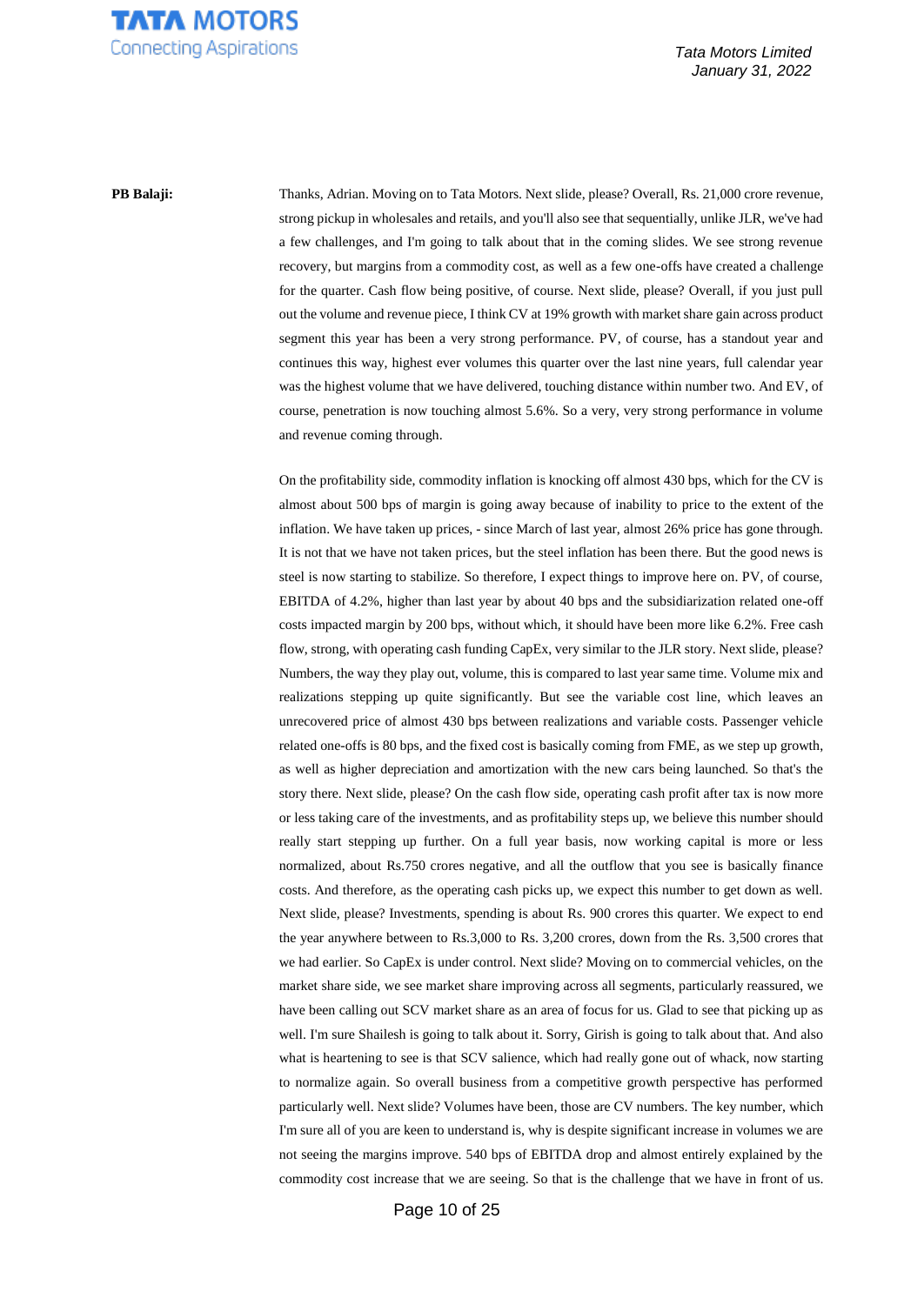**PB Balaji:** Thanks, Adrian. Moving on to Tata Motors. Next slide, please? Overall, Rs. 21,000 crore revenue, strong pickup in wholesales and retails, and you'll also see that sequentially, unlike JLR, we've had a few challenges, and I'm going to talk about that in the coming slides. We see strong revenue recovery, but margins from a commodity cost, as well as a few one-offs have created a challenge for the quarter. Cash flow being positive, of course. Next slide, please? Overall, if you just pull out the volume and revenue piece, I think CV at 19% growth with market share gain across product segment this year has been a very strong performance. PV, of course, has a standout year and continues this way, highest ever volumes this quarter over the last nine years, full calendar year was the highest volume that we have delivered, touching distance within number two. And EV, of course, penetration is now touching almost 5.6%. So a very, very strong performance in volume and revenue coming through.

On the profitability side, commodity inflation is knocking off almost 430 bps, which for the CV is almost about 500 bps of margin is going away because of inability to price to the extent of the inflation. We have taken up prices, - since March of last year, almost 26% price has gone through. It is not that we have not taken prices, but the steel inflation has been there. But the good news is steel is now starting to stabilize. So therefore, I expect things to improve here on. PV, of course, EBITDA of 4.2%, higher than last year by about 40 bps and the subsidiarization related one-off costs impacted margin by 200 bps, without which, it should have been more like 6.2%. Free cash flow, strong, with operating cash funding CapEx, very similar to the JLR story. Next slide, please? Numbers, the way they play out, volume, this is compared to last year same time. Volume mix and realizations stepping up quite significantly. But see the variable cost line, which leaves an unrecovered price of almost 430 bps between realizations and variable costs. Passenger vehicle related one-offs is 80 bps, and the fixed cost is basically coming from FME, as we step up growth, as well as higher depreciation and amortization with the new cars being launched. So that's the story there. Next slide, please? On the cash flow side, operating cash profit after tax is now more or less taking care of the investments, and as profitability steps up, we believe this number should really start stepping up further. On a full year basis, now working capital is more or less normalized, about Rs.750 crores negative, and all the outflow that you see is basically finance costs. And therefore, as the operating cash picks up, we expect this number to get down as well. Next slide, please? Investments, spending is about Rs. 900 crores this quarter. We expect to end the year anywhere between to Rs.3,000 to Rs. 3,200 crores, down from the Rs. 3,500 crores that we had earlier. So CapEx is under control. Next slide? Moving on to commercial vehicles, on the market share side, we see market share improving across all segments, particularly reassured, we have been calling out SCV market share as an area of focus for us. Glad to see that picking up as well. I'm sure Shailesh is going to talk about it. Sorry, Girish is going to talk about that. And also what is heartening to see is that SCV salience, which had really gone out of whack, now starting to normalize again. So overall business from a competitive growth perspective has performed particularly well. Next slide? Volumes have been, those are CV numbers. The key number, which I'm sure all of you are keen to understand is, why is despite significant increase in volumes we are not seeing the margins improve. 540 bps of EBITDA drop and almost entirely explained by the commodity cost increase that we are seeing. So that is the challenge that we have in front of us.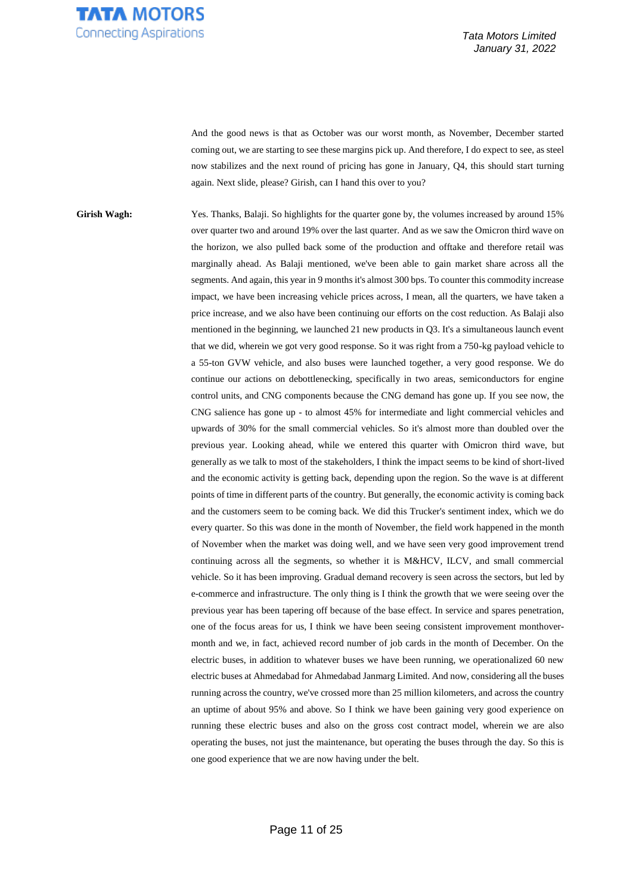And the good news is that as October was our worst month, as November, December started coming out, we are starting to see these margins pick up. And therefore, I do expect to see, as steel now stabilizes and the next round of pricing has gone in January, Q4, this should start turning again. Next slide, please? Girish, can I hand this over to you?

**Girish Wagh:** Yes. Thanks, Balaji. So highlights for the quarter gone by, the volumes increased by around 15% over quarter two and around 19% over the last quarter. And as we saw the Omicron third wave on the horizon, we also pulled back some of the production and offtake and therefore retail was marginally ahead. As Balaji mentioned, we've been able to gain market share across all the segments. And again, this year in 9 months it's almost 300 bps. To counter this commodity increase impact, we have been increasing vehicle prices across, I mean, all the quarters, we have taken a price increase, and we also have been continuing our efforts on the cost reduction. As Balaji also mentioned in the beginning, we launched 21 new products in Q3. It's a simultaneous launch event that we did, wherein we got very good response. So it was right from a 750-kg payload vehicle to a 55-ton GVW vehicle, and also buses were launched together, a very good response. We do continue our actions on debottlenecking, specifically in two areas, semiconductors for engine control units, and CNG components because the CNG demand has gone up. If you see now, the CNG salience has gone up - to almost 45% for intermediate and light commercial vehicles and upwards of 30% for the small commercial vehicles. So it's almost more than doubled over the previous year. Looking ahead, while we entered this quarter with Omicron third wave, but generally as we talk to most of the stakeholders, I think the impact seems to be kind of short-lived and the economic activity is getting back, depending upon the region. So the wave is at different points of time in different parts of the country. But generally, the economic activity is coming back and the customers seem to be coming back. We did this Trucker's sentiment index, which we do every quarter. So this was done in the month of November, the field work happened in the month of November when the market was doing well, and we have seen very good improvement trend continuing across all the segments, so whether it is M&HCV, ILCV, and small commercial vehicle. So it has been improving. Gradual demand recovery is seen across the sectors, but led by e-commerce and infrastructure. The only thing is I think the growth that we were seeing over the previous year has been tapering off because of the base effect. In service and spares penetration, one of the focus areas for us, I think we have been seeing consistent improvement monthover-month and we, in fact, achieved record number of job cards in the month of December. On the electric buses, in addition to whatever buses we have been running, we operationalized 60 new electric buses at Ahmedabad for Ahmedabad Janmarg Limited. And now, considering all the buses running across the country, we've crossed more than 25 million kilometers, and across the country an uptime of about 95% and above. So I think we have been gaining very good experience on running these electric buses and also on the gross cost contract model, wherein we are also operating the buses, not just the maintenance, but operating the buses through the day. So this is one good experience that we are now having under the belt.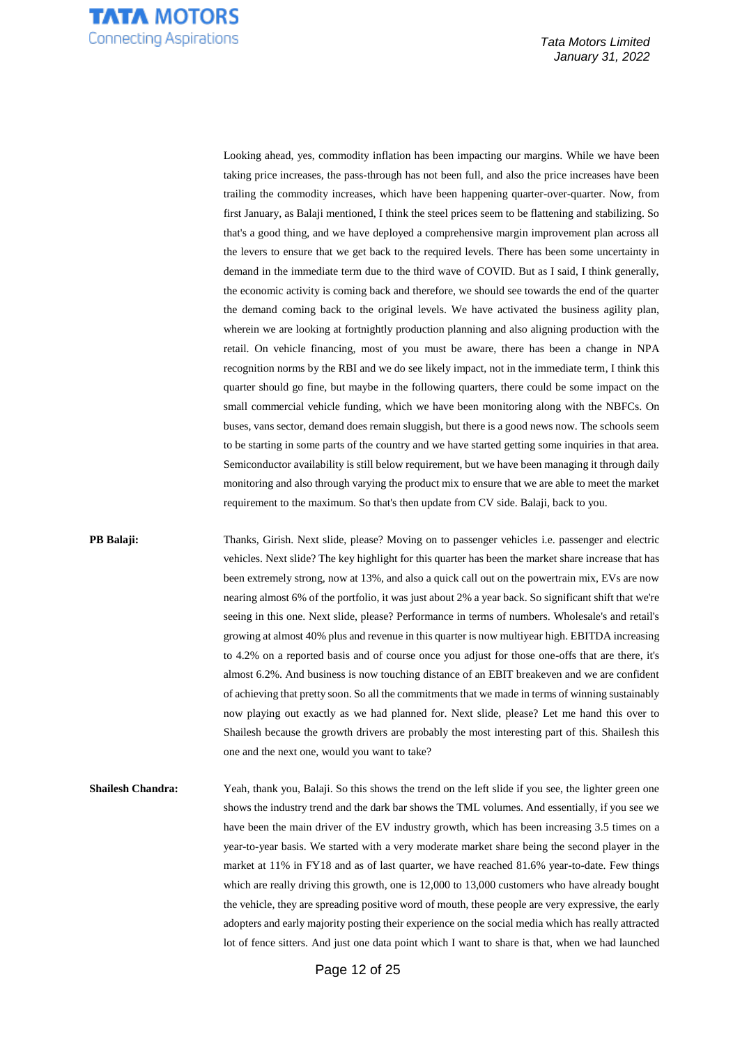Looking ahead, yes, commodity inflation has been impacting our margins. While we have been taking price increases, the pass-through has not been full, and also the price increases have been trailing the commodity increases, which have been happening quarter-over-quarter. Now, from first January, as Balaji mentioned, I think the steel prices seem to be flattening and stabilizing. So that's a good thing, and we have deployed a comprehensive margin improvement plan across all the levers to ensure that we get back to the required levels. There has been some uncertainty in demand in the immediate term due to the third wave of COVID. But as I said, I think generally, the economic activity is coming back and therefore, we should see towards the end of the quarter the demand coming back to the original levels. We have activated the business agility plan, wherein we are looking at fortnightly production planning and also aligning production with the retail. On vehicle financing, most of you must be aware, there has been a change in NPA recognition norms by the RBI and we do see likely impact, not in the immediate term, I think this quarter should go fine, but maybe in the following quarters, there could be some impact on the small commercial vehicle funding, which we have been monitoring along with the NBFCs. On buses, vans sector, demand does remain sluggish, but there is a good news now. The schools seem to be starting in some parts of the country and we have started getting some inquiries in that area. Semiconductor availability is still below requirement, but we have been managing it through daily monitoring and also through varying the product mix to ensure that we are able to meet the market requirement to the maximum. So that's then update from CV side. Balaji, back to you.

**PB Balaji:** Thanks, Girish. Next slide, please? Moving on to passenger vehicles i.e. passenger and electric vehicles. Next slide? The key highlight for this quarter has been the market share increase that has been extremely strong, now at 13%, and also a quick call out on the powertrain mix, EVs are now nearing almost 6% of the portfolio, it was just about 2% a year back. So significant shift that we're seeing in this one. Next slide, please? Performance in terms of numbers. Wholesale's and retail's growing at almost 40% plus and revenue in this quarter is now multiyear high. EBITDA increasing to 4.2% on a reported basis and of course once you adjust for those one-offs that are there, it's almost 6.2%. And business is now touching distance of an EBIT breakeven and we are confident of achieving that pretty soon. So all the commitments that we made in terms of winning sustainably now playing out exactly as we had planned for. Next slide, please? Let me hand this over to Shailesh because the growth drivers are probably the most interesting part of this. Shailesh this one and the next one, would you want to take?

**Shailesh Chandra:** Yeah, thank you, Balaji. So this shows the trend on the left slide if you see, the lighter green one shows the industry trend and the dark bar shows the TML volumes. And essentially, if you see we have been the main driver of the EV industry growth, which has been increasing 3.5 times on a year-to-year basis. We started with a very moderate market share being the second player in the market at 11% in FY18 and as of last quarter, we have reached 81.6% year-to-date. Few things which are really driving this growth, one is 12,000 to 13,000 customers who have already bought the vehicle, they are spreading positive word of mouth, these people are very expressive, the early adopters and early majority posting their experience on the social media which has really attracted lot of fence sitters. And just one data point which I want to share is that, when we had launched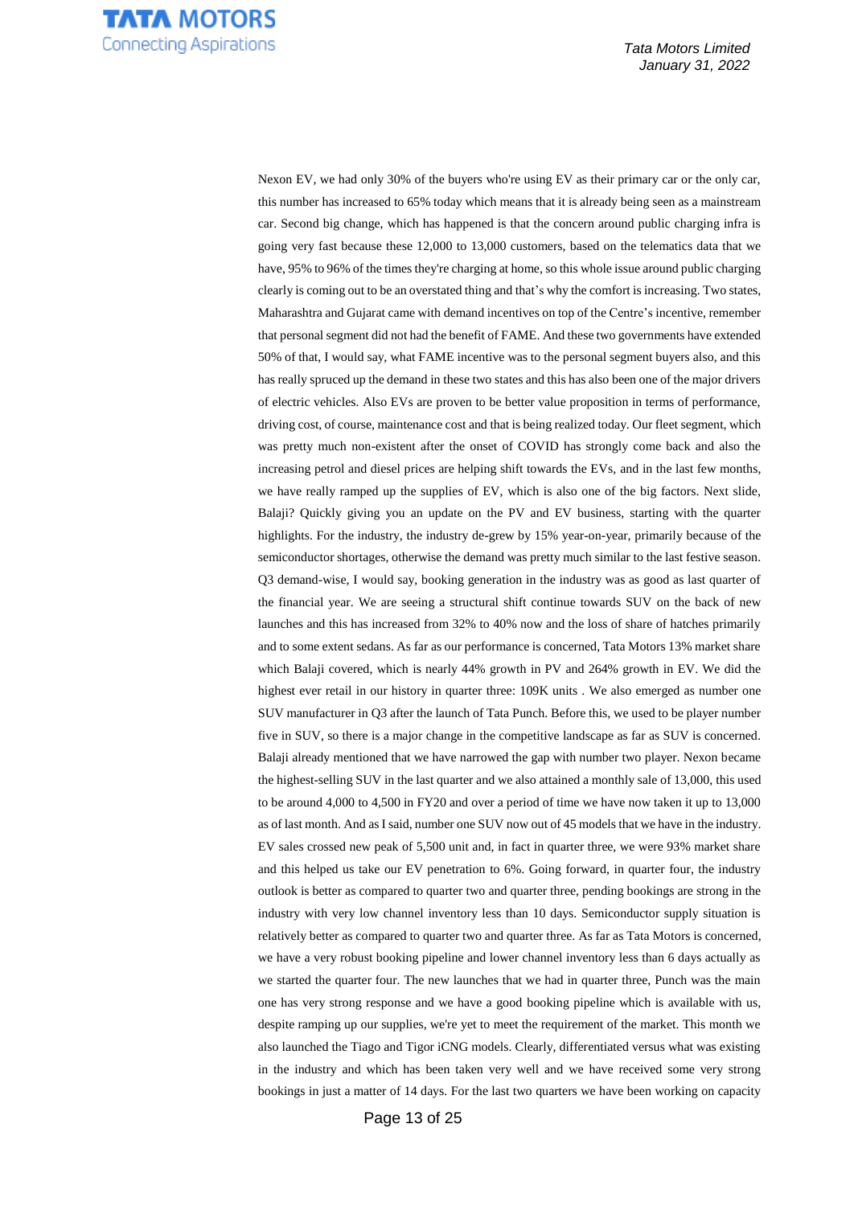Nexon EV, we had only 30% of the buyers who're using EV as their primary car or the only car, this number has increased to 65% today which means that it is already being seen as a mainstream car. Second big change, which has happened is that the concern around public charging infra is going very fast because these 12,000 to 13,000 customers, based on the telematics data that we have, 95% to 96% of the times they're charging at home, so this whole issue around public charging clearly is coming out to be an overstated thing and that's why the comfort is increasing. Two states, Maharashtra and Gujarat came with demand incentives on top of the Centre's incentive, remember that personal segment did not had the benefit of FAME. And these two governments have extended 50% of that, I would say, what FAME incentive was to the personal segment buyers also, and this has really spruced up the demand in these two states and this has also been one of the major drivers of electric vehicles. Also EVs are proven to be better value proposition in terms of performance, driving cost, of course, maintenance cost and that is being realized today. Our fleet segment, which was pretty much non-existent after the onset of COVID has strongly come back and also the increasing petrol and diesel prices are helping shift towards the EVs, and in the last few months, we have really ramped up the supplies of EV, which is also one of the big factors. Next slide, Balaji? Quickly giving you an update on the PV and EV business, starting with the quarter highlights. For the industry, the industry de-grew by 15% year-on-year, primarily because of the semiconductor shortages, otherwise the demand was pretty much similar to the last festive season. Q3 demand-wise, I would say, booking generation in the industry was as good as last quarter of the financial year. We are seeing a structural shift continue towards SUV on the back of new launches and this has increased from 32% to 40% now and the loss of share of hatches primarily and to some extent sedans. As far as our performance is concerned, Tata Motors 13% market share which Balaji covered, which is nearly 44% growth in PV and 264% growth in EV. We did the highest ever retail in our history in quarter three: 109K units . We also emerged as number one SUV manufacturer in Q3 after the launch of Tata Punch. Before this, we used to be player number five in SUV, so there is a major change in the competitive landscape as far as SUV is concerned. Balaji already mentioned that we have narrowed the gap with number two player. Nexon became the highest-selling SUV in the last quarter and we also attained a monthly sale of 13,000, this used to be around 4,000 to 4,500 in FY20 and over a period of time we have now taken it up to 13,000 as of last month. And as I said, number one SUV now out of 45 models that we have in the industry. EV sales crossed new peak of 5,500 unit and, in fact in quarter three, we were 93% market share and this helped us take our EV penetration to 6%. Going forward, in quarter four, the industry outlook is better as compared to quarter two and quarter three, pending bookings are strong in the industry with very low channel inventory less than 10 days. Semiconductor supply situation is relatively better as compared to quarter two and quarter three. As far as Tata Motors is concerned, we have a very robust booking pipeline and lower channel inventory less than 6 days actually as we started the quarter four. The new launches that we had in quarter three, Punch was the main one has very strong response and we have a good booking pipeline which is available with us, despite ramping up our supplies, we're yet to meet the requirement of the market. This month we also launched the Tiago and Tigor iCNG models. Clearly, differentiated versus what was existing in the industry and which has been taken very well and we have received some very strong bookings in just a matter of 14 days. For the last two quarters we have been working on capacity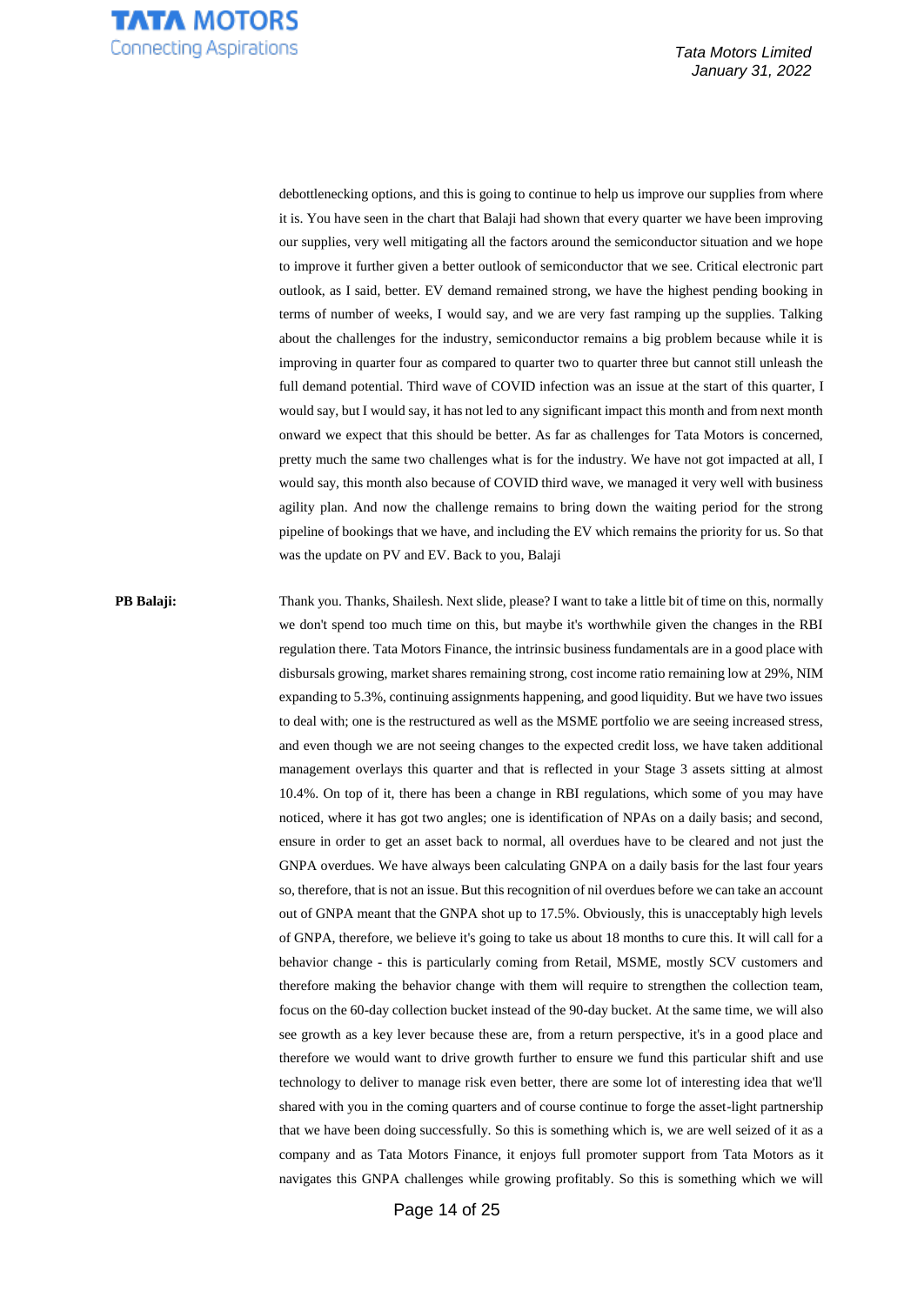debottlenecking options, and this is going to continue to help us improve our supplies from where it is. You have seen in the chart that Balaji had shown that every quarter we have been improving our supplies, very well mitigating all the factors around the semiconductor situation and we hope to improve it further given a better outlook of semiconductor that we see. Critical electronic part outlook, as I said, better. EV demand remained strong, we have the highest pending booking in terms of number of weeks, I would say, and we are very fast ramping up the supplies. Talking about the challenges for the industry, semiconductor remains a big problem because while it is improving in quarter four as compared to quarter two to quarter three but cannot still unleash the full demand potential. Third wave of COVID infection was an issue at the start of this quarter, I would say, but I would say, it has not led to any significant impact this month and from next month onward we expect that this should be better. As far as challenges for Tata Motors is concerned, pretty much the same two challenges what is for the industry. We have not got impacted at all, I would say, this month also because of COVID third wave, we managed it very well with business agility plan. And now the challenge remains to bring down the waiting period for the strong pipeline of bookings that we have, and including the EV which remains the priority for us. So that was the update on PV and EV. Back to you, Balaji

**PB Balaji:** Thank you. Thanks, Shailesh. Next slide, please? I want to take a little bit of time on this, normally we don't spend too much time on this, but maybe it's worthwhile given the changes in the RBI regulation there. Tata Motors Finance, the intrinsic business fundamentals are in a good place with disbursals growing, market shares remaining strong, cost income ratio remaining low at 29%, NIM expanding to 5.3%, continuing assignments happening, and good liquidity. But we have two issues to deal with; one is the restructured as well as the MSME portfolio we are seeing increased stress, and even though we are not seeing changes to the expected credit loss, we have taken additional management overlays this quarter and that is reflected in your Stage 3 assets sitting at almost 10.4%. On top of it, there has been a change in RBI regulations, which some of you may have noticed, where it has got two angles; one is identification of NPAs on a daily basis; and second, ensure in order to get an asset back to normal, all overdues have to be cleared and not just the GNPA overdues. We have always been calculating GNPA on a daily basis for the last four years so, therefore, that is not an issue. But this recognition of nil overdues before we can take an account out of GNPA meant that the GNPA shot up to 17.5%. Obviously, this is unacceptably high levels of GNPA, therefore, we believe it's going to take us about 18 months to cure this. It will call for a behavior change - this is particularly coming from Retail, MSME, mostly SCV customers and therefore making the behavior change with them will require to strengthen the collection team, focus on the 60-day collection bucket instead of the 90-day bucket. At the same time, we will also see growth as a key lever because these are, from a return perspective, it's in a good place and therefore we would want to drive growth further to ensure we fund this particular shift and use technology to deliver to manage risk even better, there are some lot of interesting idea that we'll shared with you in the coming quarters and of course continue to forge the asset-light partnership that we have been doing successfully. So this is something which is, we are well seized of it as a company and as Tata Motors Finance, it enjoys full promoter support from Tata Motors as it navigates this GNPA challenges while growing profitably. So this is something which we will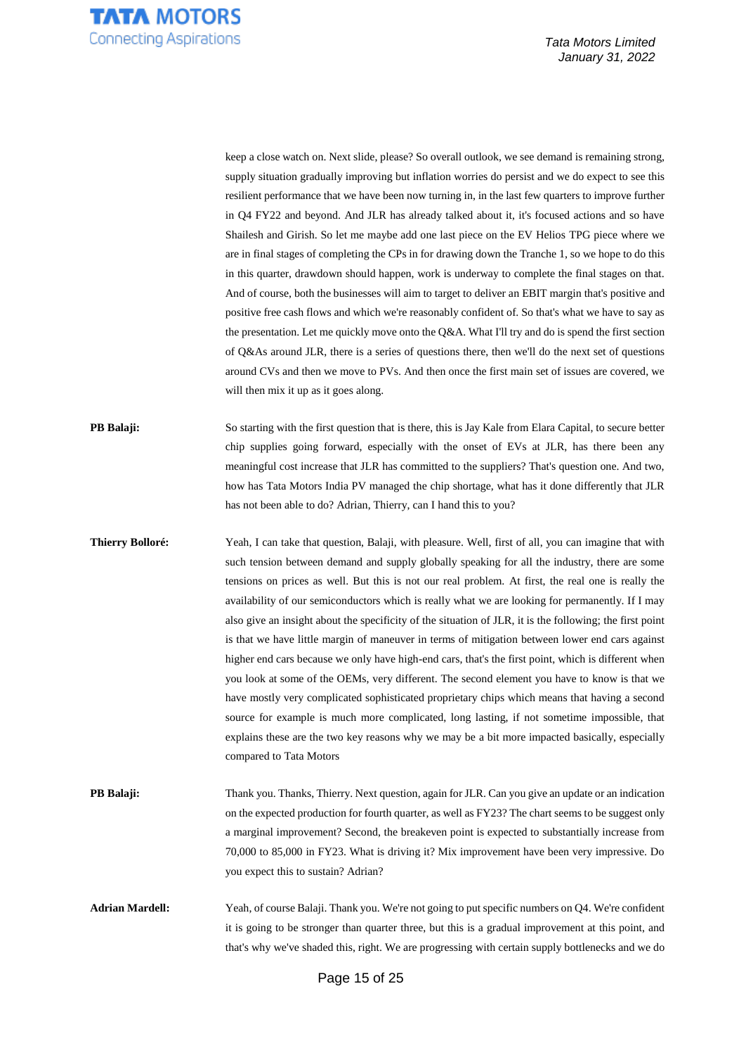keep a close watch on. Next slide, please? So overall outlook, we see demand is remaining strong, supply situation gradually improving but inflation worries do persist and we do expect to see this resilient performance that we have been now turning in, in the last few quarters to improve further in Q4 FY22 and beyond. And JLR has already talked about it, it's focused actions and so have Shailesh and Girish. So let me maybe add one last piece on the EV Helios TPG piece where we are in final stages of completing the CPs in for drawing down the Tranche 1, so we hope to do this in this quarter, drawdown should happen, work is underway to complete the final stages on that. And of course, both the businesses will aim to target to deliver an EBIT margin that's positive and positive free cash flows and which we're reasonably confident of. So that's what we have to say as the presentation. Let me quickly move onto the Q&A. What I'll try and do is spend the first section of Q&As around JLR, there is a series of questions there, then we'll do the next set of questions around CVs and then we move to PVs. And then once the first main set of issues are covered, we will then mix it up as it goes along.

**PB Balaji:** So starting with the first question that is there, this is Jay Kale from Elara Capital, to secure better chip supplies going forward, especially with the onset of EVs at JLR, has there been any meaningful cost increase that JLR has committed to the suppliers? That's question one. And two, how has Tata Motors India PV managed the chip shortage, what has it done differently that JLR has not been able to do? Adrian, Thierry, can I hand this to you?

**Thierry Bolloré:** Yeah, I can take that question, Balaji, with pleasure. Well, first of all, you can imagine that with such tension between demand and supply globally speaking for all the industry, there are some tensions on prices as well. But this is not our real problem. At first, the real one is really the availability of our semiconductors which is really what we are looking for permanently. If I may also give an insight about the specificity of the situation of JLR, it is the following; the first point is that we have little margin of maneuver in terms of mitigation between lower end cars against higher end cars because we only have high-end cars, that's the first point, which is different when you look at some of the OEMs, very different. The second element you have to know is that we have mostly very complicated sophisticated proprietary chips which means that having a second source for example is much more complicated, long lasting, if not sometime impossible, that explains these are the two key reasons why we may be a bit more impacted basically, especially compared to Tata Motors

**PB Balaji:** Thank you. Thanks, Thierry. Next question, again for JLR. Can you give an update or an indication on the expected production for fourth quarter, as well as FY23? The chart seems to be suggest only a marginal improvement? Second, the breakeven point is expected to substantially increase from 70,000 to 85,000 in FY23. What is driving it? Mix improvement have been very impressive. Do you expect this to sustain? Adrian?

**Adrian Mardell:** Yeah, of course Balaji. Thank you. We're not going to put specific numbers on Q4. We're confident it is going to be stronger than quarter three, but this is a gradual improvement at this point, and that's why we've shaded this, right. We are progressing with certain supply bottlenecks and we do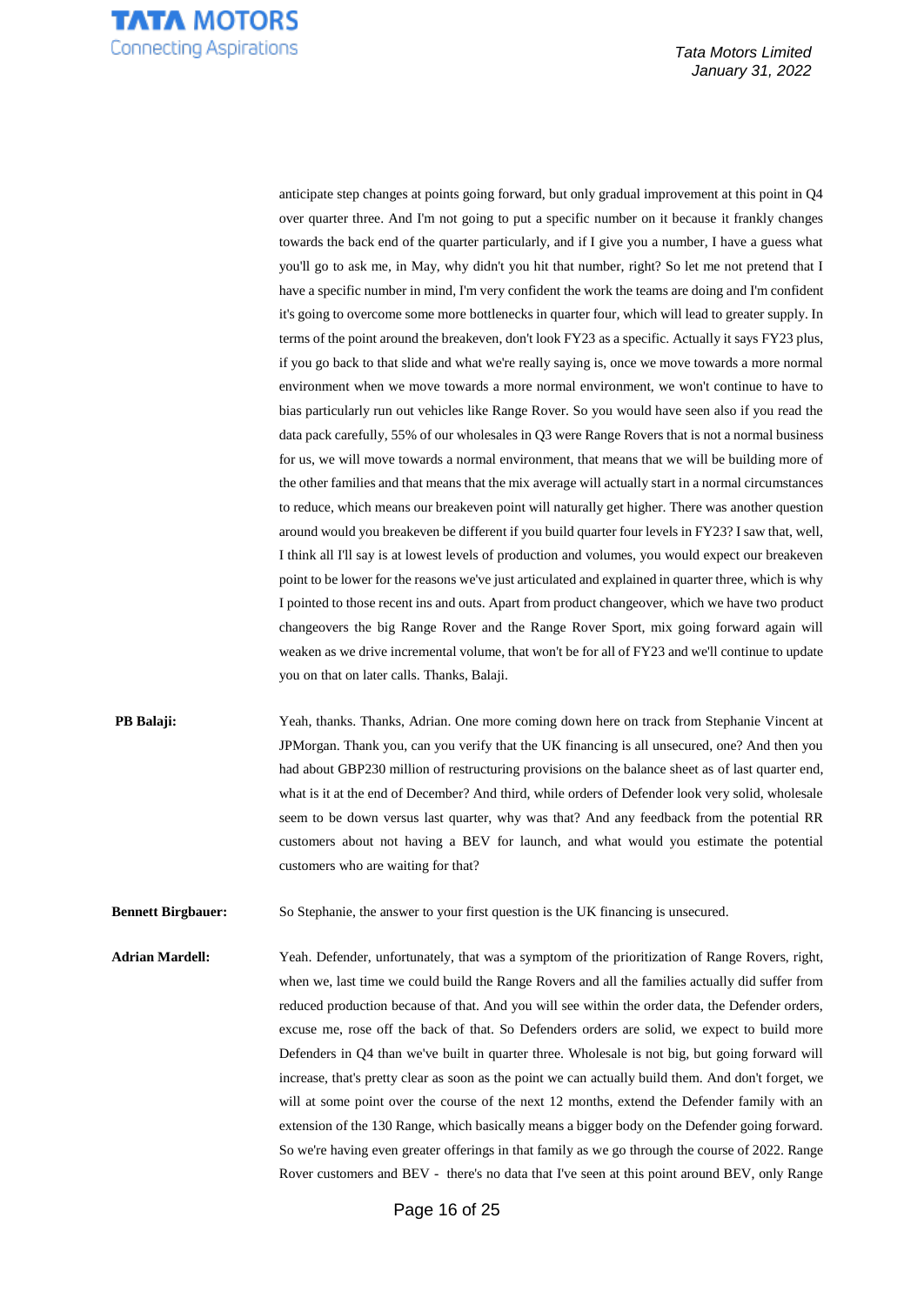anticipate step changes at points going forward, but only gradual improvement at this point in Q4 over quarter three. And I'm not going to put a specific number on it because it frankly changes towards the back end of the quarter particularly, and if I give you a number, I have a guess what you'll go to ask me, in May, why didn't you hit that number, right? So let me not pretend that I have a specific number in mind, I'm very confident the work the teams are doing and I'm confident it's going to overcome some more bottlenecks in quarter four, which will lead to greater supply. In terms of the point around the breakeven, don't look FY23 as a specific. Actually it says FY23 plus, if you go back to that slide and what we're really saying is, once we move towards a more normal environment when we move towards a more normal environment, we won't continue to have to bias particularly run out vehicles like Range Rover. So you would have seen also if you read the data pack carefully, 55% of our wholesales in Q3 were Range Rovers that is not a normal business for us, we will move towards a normal environment, that means that we will be building more of the other families and that means that the mix average will actually start in a normal circumstances to reduce, which means our breakeven point will naturally get higher. There was another question around would you breakeven be different if you build quarter four levels in FY23? I saw that, well, I think all I'll say is at lowest levels of production and volumes, you would expect our breakeven point to be lower for the reasons we've just articulated and explained in quarter three, which is why I pointed to those recent ins and outs. Apart from product changeover, which we have two product changeovers the big Range Rover and the Range Rover Sport, mix going forward again will weaken as we drive incremental volume, that won't be for all of FY23 and we'll continue to update you on that on later calls. Thanks, Balaji.

**PB Balaji:** Yeah, thanks. Thanks, Adrian. One more coming down here on track from Stephanie Vincent at JPMorgan. Thank you, can you verify that the UK financing is all unsecured, one? And then you had about GBP230 million of restructuring provisions on the balance sheet as of last quarter end, what is it at the end of December? And third, while orders of Defender look very solid, wholesale seem to be down versus last quarter, why was that? And any feedback from the potential RR customers about not having a BEV for launch, and what would you estimate the potential customers who are waiting for that?

**Bennett Birgbauer:** So Stephanie, the answer to your first question is the UK financing is unsecured.

**Adrian Mardell:** Yeah. Defender, unfortunately, that was a symptom of the prioritization of Range Rovers, right, when we, last time we could build the Range Rovers and all the families actually did suffer from reduced production because of that. And you will see within the order data, the Defender orders, excuse me, rose off the back of that. So Defenders orders are solid, we expect to build more Defenders in Q4 than we've built in quarter three. Wholesale is not big, but going forward will increase, that's pretty clear as soon as the point we can actually build them. And don't forget, we will at some point over the course of the next 12 months, extend the Defender family with an extension of the 130 Range, which basically means a bigger body on the Defender going forward. So we're having even greater offerings in that family as we go through the course of 2022. Range Rover customers and BEV - there's no data that I've seen at this point around BEV, only Range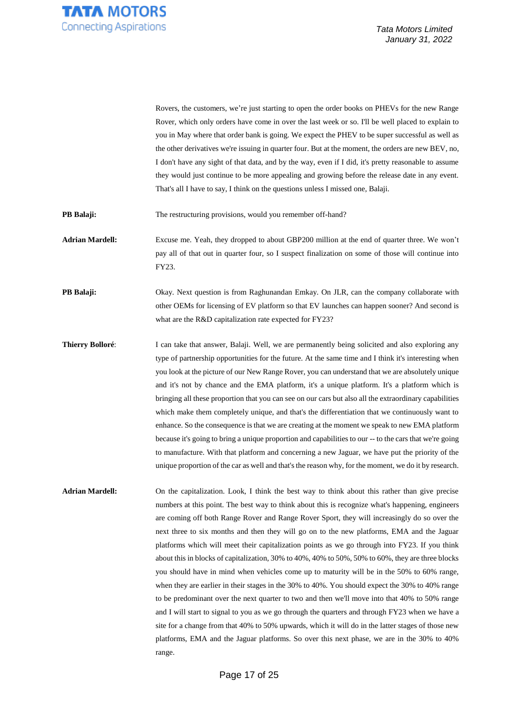Rovers, the customers, we're just starting to open the order books on PHEVs for the new Range Rover, which only orders have come in over the last week or so. I'll be well placed to explain to you in May where that order bank is going. We expect the PHEV to be super successful as well as the other derivatives we're issuing in quarter four. But at the moment, the orders are new BEV, no, I don't have any sight of that data, and by the way, even if I did, it's pretty reasonable to assume they would just continue to be more appealing and growing before the release date in any event. That's all I have to say, I think on the questions unless I missed one, Balaji.

**PB Balaji:** The restructuring provisions, would you remember off-hand?

**Adrian Mardell:** Excuse me. Yeah, they dropped to about GBP200 million at the end of quarter three. We won't pay all of that out in quarter four, so I suspect finalization on some of those will continue into FY23.

**PB Balaji:** Okay. Next question is from Raghunandan Emkay. On JLR, can the company collaborate with other OEMs for licensing of EV platform so that EV launches can happen sooner? And second is what are the R&D capitalization rate expected for FY23?

**Thierry Bolloré:** I can take that answer, Balaji. Well, we are permanently being solicited and also exploring any type of partnership opportunities for the future. At the same time and I think it's interesting when you look at the picture of our New Range Rover, you can understand that we are absolutely unique and it's not by chance and the EMA platform, it's a unique platform. It's a platform which is bringing all these proportion that you can see on our cars but also all the extraordinary capabilities which make them completely unique, and that's the differentiation that we continuously want to enhance. So the consequence is that we are creating at the moment we speak to new EMA platform because it's going to bring a unique proportion and capabilities to our -- to the cars that we're going to manufacture. With that platform and concerning a new Jaguar, we have put the priority of the unique proportion of the car as well and that's the reason why, for the moment, we do it by research.

**Adrian Mardell:** On the capitalization. Look, I think the best way to think about this rather than give precise numbers at this point. The best way to think about this is recognize what's happening, engineers are coming off both Range Rover and Range Rover Sport, they will increasingly do so over the next three to six months and then they will go on to the new platforms, EMA and the Jaguar platforms which will meet their capitalization points as we go through into FY23. If you think about this in blocks of capitalization, 30% to 40%, 40% to 50%, 50% to 60%, they are three blocks you should have in mind when vehicles come up to maturity will be in the 50% to 60% range, when they are earlier in their stages in the 30% to 40%. You should expect the 30% to 40% range to be predominant over the next quarter to two and then we'll move into that 40% to 50% range and I will start to signal to you as we go through the quarters and through FY23 when we have a site for a change from that 40% to 50% upwards, which it will do in the latter stages of those new platforms, EMA and the Jaguar platforms. So over this next phase, we are in the 30% to 40% range.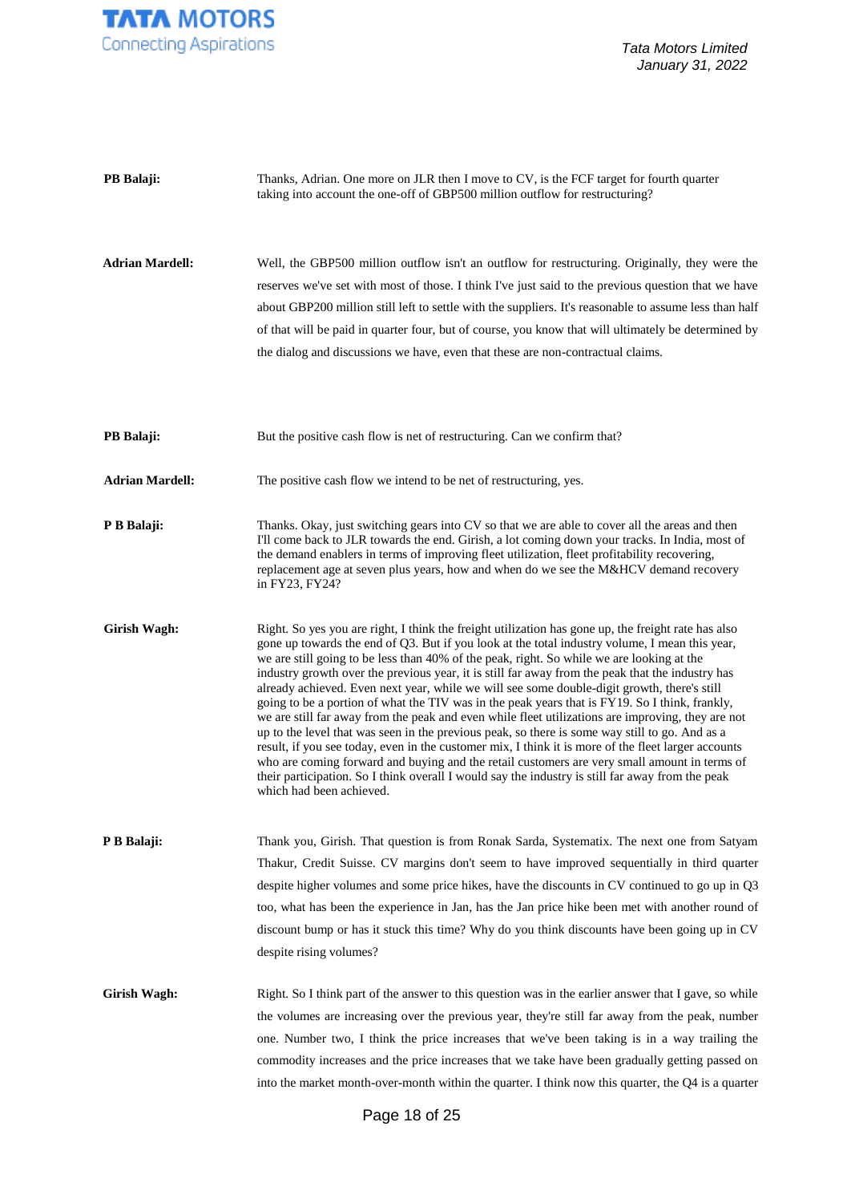**PB Balaji:** Thanks, Adrian. One more on JLR then I move to CV, is the FCF target for fourth quarter taking into account the one-off of GBP500 million outflow for restructuring?

**Adrian Mardell:** Well, the GBP500 million outflow isn't an outflow for restructuring. Originally, they were the reserves we've set with most of those. I think I've just said to the previous question that we have about GBP200 million still left to settle with the suppliers. It's reasonable to assume less than half of that will be paid in quarter four, but of course, you know that will ultimately be determined by the dialog and discussions we have, even that these are non-contractual claims.

**PB Balaji:** But the positive cash flow is net of restructuring. Can we confirm that?

**Adrian Mardell:** The positive cash flow we intend to be net of restructuring, yes.

**P B Balaji:** Thanks. Okay, just switching gears into CV so that we are able to cover all the areas and then I'll come back to JLR towards the end. Girish, a lot coming down your tracks. In India, most of the demand enablers in terms of improving fleet utilization, fleet profitability recovering, replacement age at seven plus years, how and when do we see the M&HCV demand recovery in FY23, FY24?

**Girish Wagh:** Right. So yes you are right, I think the freight utilization has gone up, the freight rate has also gone up towards the end of Q3. But if you look at the total industry volume, I mean this year, we are still going to be less than 40% of the peak, right. So while we are looking at the industry growth over the previous year, it is still far away from the peak that the industry has already achieved. Even next year, while we will see some double-digit growth, there's still going to be a portion of what the TIV was in the peak years that is FY19. So I think, frankly, we are still far away from the peak and even while fleet utilizations are improving, they are not up to the level that was seen in the previous peak, so there is some way still to go. And as a result, if you see today, even in the customer mix, I think it is more of the fleet larger accounts who are coming forward and buying and the retail customers are very small amount in terms of their participation. So I think overall I would say the industry is still far away from the peak which had been achieved.

**P B Balaji:** Thank you, Girish. That question is from Ronak Sarda, Systematix. The next one from Satyam Thakur, Credit Suisse. CV margins don't seem to have improved sequentially in third quarter despite higher volumes and some price hikes, have the discounts in CV continued to go up in Q3 too, what has been the experience in Jan, has the Jan price hike been met with another round of discount bump or has it stuck this time? Why do you think discounts have been going up in CV despite rising volumes?

**Girish Wagh:** Right. So I think part of the answer to this question was in the earlier answer that I gave, so while the volumes are increasing over the previous year, they're still far away from the peak, number one. Number two, I think the price increases that we've been taking is in a way trailing the commodity increases and the price increases that we take have been gradually getting passed on into the market month-over-month within the quarter. I think now this quarter, the Q4 is a quarter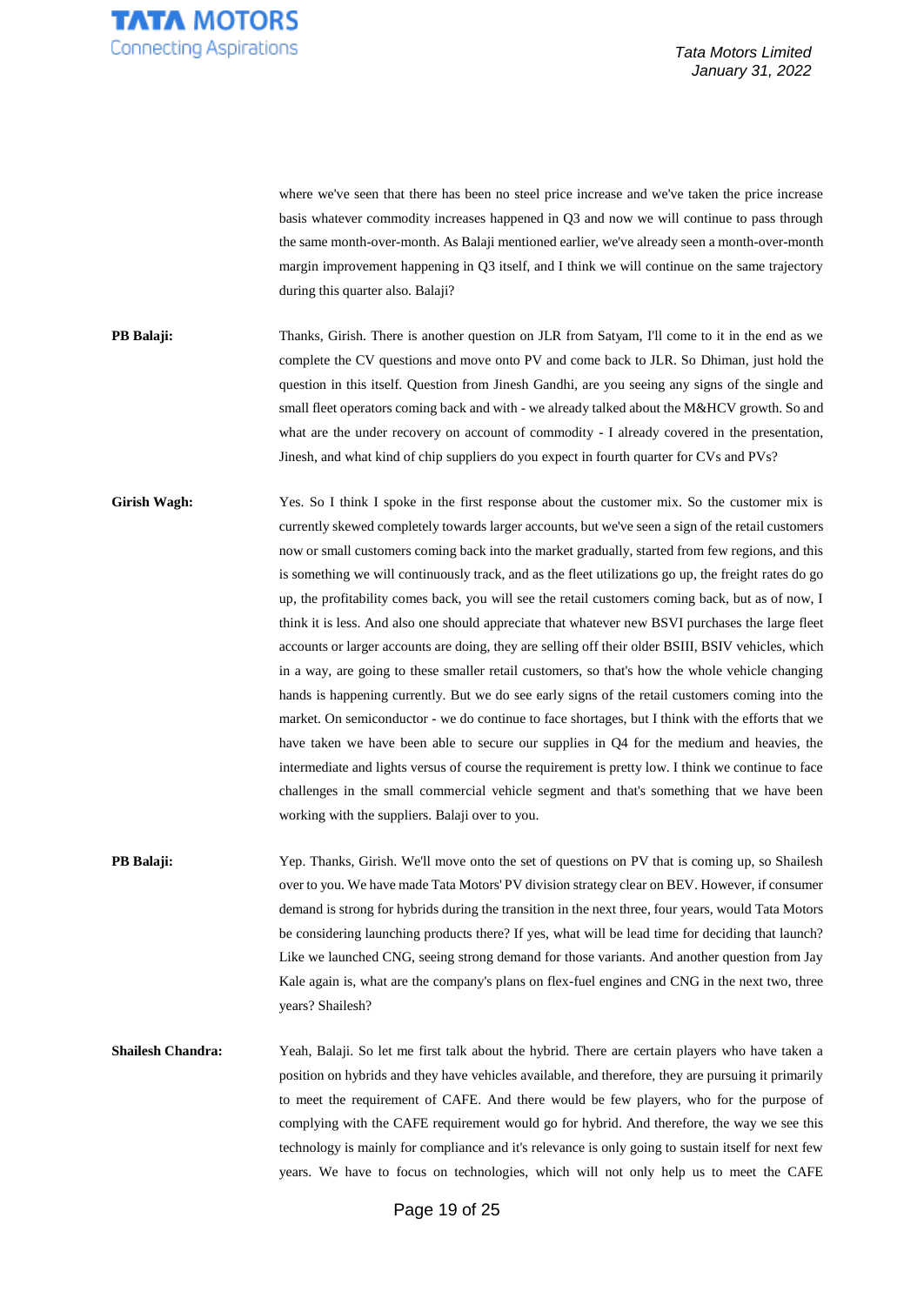where we've seen that there has been no steel price increase and we've taken the price increase basis whatever commodity increases happened in Q3 and now we will continue to pass through the same month-over-month. As Balaji mentioned earlier, we've already seen a month-over-month margin improvement happening in Q3 itself, and I think we will continue on the same trajectory during this quarter also. Balaji?

**PB Balaji:** Thanks, Girish. There is another question on JLR from Satyam, I'll come to it in the end as we complete the CV questions and move onto PV and come back to JLR. So Dhiman, just hold the question in this itself. Question from Jinesh Gandhi, are you seeing any signs of the single and small fleet operators coming back and with - we already talked about the M&HCV growth. So and what are the under recovery on account of commodity - I already covered in the presentation, Jinesh, and what kind of chip suppliers do you expect in fourth quarter for CVs and PVs?

**Girish Wagh:** Yes. So I think I spoke in the first response about the customer mix. So the customer mix is currently skewed completely towards larger accounts, but we've seen a sign of the retail customers now or small customers coming back into the market gradually, started from few regions, and this is something we will continuously track, and as the fleet utilizations go up, the freight rates do go up, the profitability comes back, you will see the retail customers coming back, but as of now, I think it is less. And also one should appreciate that whatever new BSVI purchases the large fleet accounts or larger accounts are doing, they are selling off their older BSIII, BSIV vehicles, which in a way, are going to these smaller retail customers, so that's how the whole vehicle changing hands is happening currently. But we do see early signs of the retail customers coming into the market. On semiconductor - we do continue to face shortages, but I think with the efforts that we have taken we have been able to secure our supplies in Q4 for the medium and heavies, the intermediate and lights versus of course the requirement is pretty low. I think we continue to face challenges in the small commercial vehicle segment and that's something that we have been working with the suppliers. Balaji over to you.

**PB Balaji:** Yep. Thanks, Girish. We'll move onto the set of questions on PV that is coming up, so Shailesh over to you. We have made Tata Motors' PV division strategy clear on BEV. However, if consumer demand is strong for hybrids during the transition in the next three, four years, would Tata Motors be considering launching products there? If yes, what will be lead time for deciding that launch? Like we launched CNG, seeing strong demand for those variants. And another question from Jay Kale again is, what are the company's plans on flex-fuel engines and CNG in the next two, three years? Shailesh?

**Shailesh Chandra:** Yeah, Balaji. So let me first talk about the hybrid. There are certain players who have taken a position on hybrids and they have vehicles available, and therefore, they are pursuing it primarily to meet the requirement of CAFE. And there would be few players, who for the purpose of complying with the CAFE requirement would go for hybrid. And therefore, the way we see this technology is mainly for compliance and it's relevance is only going to sustain itself for next few years. We have to focus on technologies, which will not only help us to meet the CAFE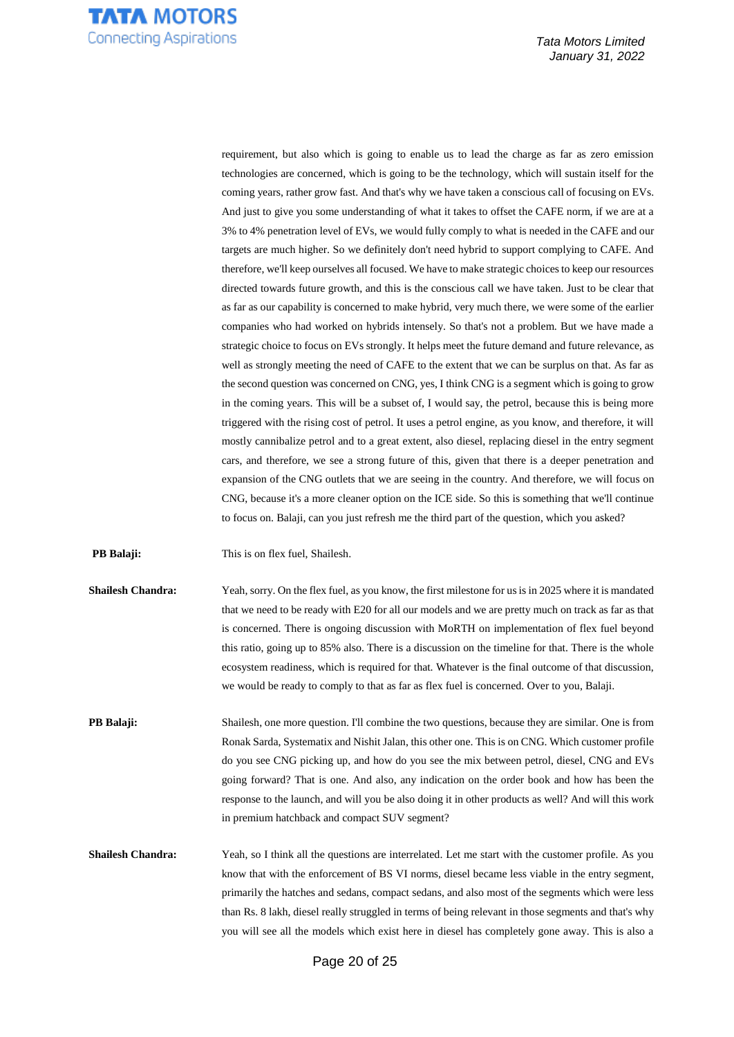requirement, but also which is going to enable us to lead the charge as far as zero emission technologies are concerned, which is going to be the technology, which will sustain itself for the coming years, rather grow fast. And that's why we have taken a conscious call of focusing on EVs. And just to give you some understanding of what it takes to offset the CAFE norm, if we are at a 3% to 4% penetration level of EVs, we would fully comply to what is needed in the CAFE and our targets are much higher. So we definitely don't need hybrid to support complying to CAFE. And therefore, we'll keep ourselves all focused. We have to make strategic choices to keep our resources directed towards future growth, and this is the conscious call we have taken. Just to be clear that as far as our capability is concerned to make hybrid, very much there, we were some of the earlier companies who had worked on hybrids intensely. So that's not a problem. But we have made a strategic choice to focus on EVs strongly. It helps meet the future demand and future relevance, as well as strongly meeting the need of CAFE to the extent that we can be surplus on that. As far as the second question was concerned on CNG, yes, I think CNG is a segment which is going to grow in the coming years. This will be a subset of, I would say, the petrol, because this is being more triggered with the rising cost of petrol. It uses a petrol engine, as you know, and therefore, it will mostly cannibalize petrol and to a great extent, also diesel, replacing diesel in the entry segment cars, and therefore, we see a strong future of this, given that there is a deeper penetration and expansion of the CNG outlets that we are seeing in the country. And therefore, we will focus on CNG, because it's a more cleaner option on the ICE side. So this is something that we'll continue to focus on. Balaji, can you just refresh me the third part of the question, which you asked?

**PB Balaji:** This is on flex fuel, Shailesh.

**Shailesh Chandra:** Yeah, sorry. On the flex fuel, as you know, the first milestone for us is in 2025 where it is mandated that we need to be ready with E20 for all our models and we are pretty much on track as far as that is concerned. There is ongoing discussion with MoRTH on implementation of flex fuel beyond this ratio, going up to 85% also. There is a discussion on the timeline for that. There is the whole ecosystem readiness, which is required for that. Whatever is the final outcome of that discussion, we would be ready to comply to that as far as flex fuel is concerned. Over to you, Balaji.

**PB Balaji:** Shailesh, one more question. I'll combine the two questions, because they are similar. One is from Ronak Sarda, Systematix and Nishit Jalan, this other one. This is on CNG. Which customer profile do you see CNG picking up, and how do you see the mix between petrol, diesel, CNG and EVs going forward? That is one. And also, any indication on the order book and how has been the response to the launch, and will you be also doing it in other products as well? And will this work in premium hatchback and compact SUV segment?

**Shailesh Chandra:** Yeah, so I think all the questions are interrelated. Let me start with the customer profile. As you know that with the enforcement of BS VI norms, diesel became less viable in the entry segment, primarily the hatches and sedans, compact sedans, and also most of the segments which were less than Rs. 8 lakh, diesel really struggled in terms of being relevant in those segments and that's why you will see all the models which exist here in diesel has completely gone away. This is also a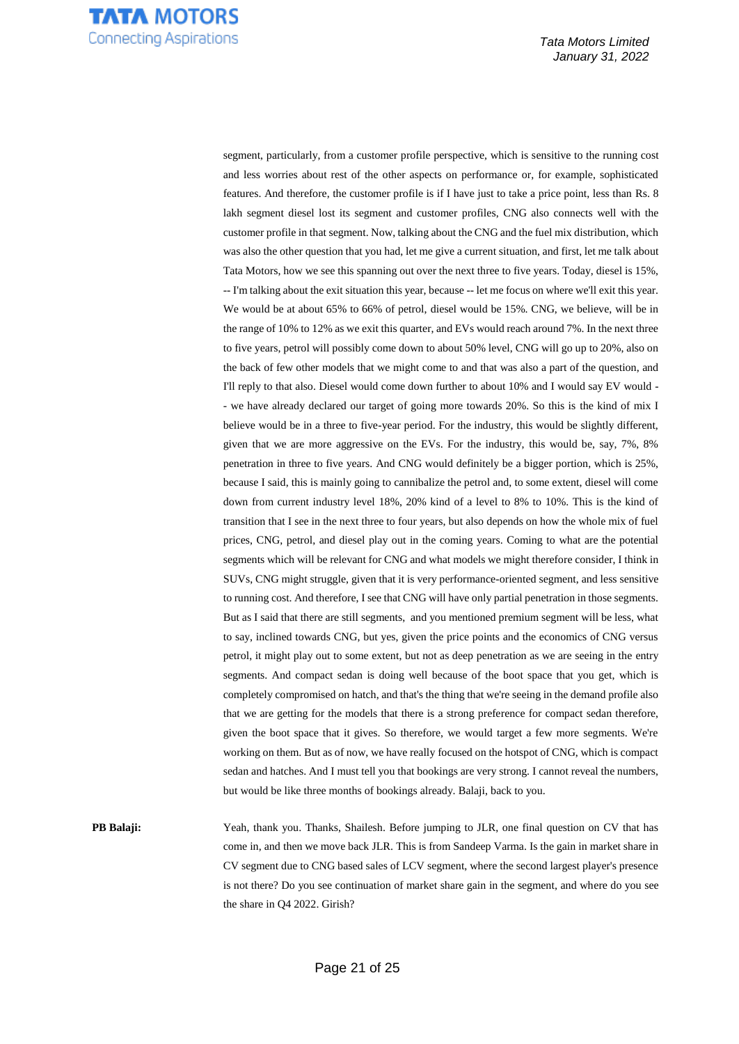segment, particularly, from a customer profile perspective, which is sensitive to the running cost and less worries about rest of the other aspects on performance or, for example, sophisticated features. And therefore, the customer profile is if I have just to take a price point, less than Rs. 8 lakh segment diesel lost its segment and customer profiles, CNG also connects well with the customer profile in that segment. Now, talking about the CNG and the fuel mix distribution, which was also the other question that you had, let me give a current situation, and first, let me talk about Tata Motors, how we see this spanning out over the next three to five years. Today, diesel is 15%, -- I'm talking about the exit situation this year, because -- let me focus on where we'll exit this year. We would be at about 65% to 66% of petrol, diesel would be 15%. CNG, we believe, will be in the range of 10% to 12% as we exit this quarter, and EVs would reach around 7%. In the next three to five years, petrol will possibly come down to about 50% level, CNG will go up to 20%, also on the back of few other models that we might come to and that was also a part of the question, and I'll reply to that also. Diesel would come down further to about 10% and I would say EV would -- we have already declared our target of going more towards 20%. So this is the kind of mix I believe would be in a three to five-year period. For the industry, this would be slightly different, given that we are more aggressive on the EVs. For the industry, this would be, say, 7%, 8% penetration in three to five years. And CNG would definitely be a bigger portion, which is 25%, because I said, this is mainly going to cannibalize the petrol and, to some extent, diesel will come down from current industry level 18%, 20% kind of a level to 8% to 10%. This is the kind of transition that I see in the next three to four years, but also depends on how the whole mix of fuel prices, CNG, petrol, and diesel play out in the coming years. Coming to what are the potential segments which will be relevant for CNG and what models we might therefore consider, I think in SUVs, CNG might struggle, given that it is very performance-oriented segment, and less sensitive to running cost. And therefore, I see that CNG will have only partial penetration in those segments. But as I said that there are still segments, and you mentioned premium segment will be less, what to say, inclined towards CNG, but yes, given the price points and the economics of CNG versus petrol, it might play out to some extent, but not as deep penetration as we are seeing in the entry segments. And compact sedan is doing well because of the boot space that you get, which is completely compromised on hatch, and that's the thing that we're seeing in the demand profile also that we are getting for the models that there is a strong preference for compact sedan therefore, given the boot space that it gives. So therefore, we would target a few more segments. We're working on them. But as of now, we have really focused on the hotspot of CNG, which is compact sedan and hatches. And I must tell you that bookings are very strong. I cannot reveal the numbers, but would be like three months of bookings already. Balaji, back to you.

**PB Balaji:** Yeah, thank you. Thanks, Shailesh. Before jumping to JLR, one final question on CV that has come in, and then we move back JLR. This is from Sandeep Varma. Is the gain in market share in CV segment due to CNG based sales of LCV segment, where the second largest player's presence is not there? Do you see continuation of market share gain in the segment, and where do you see the share in Q4 2022. Girish?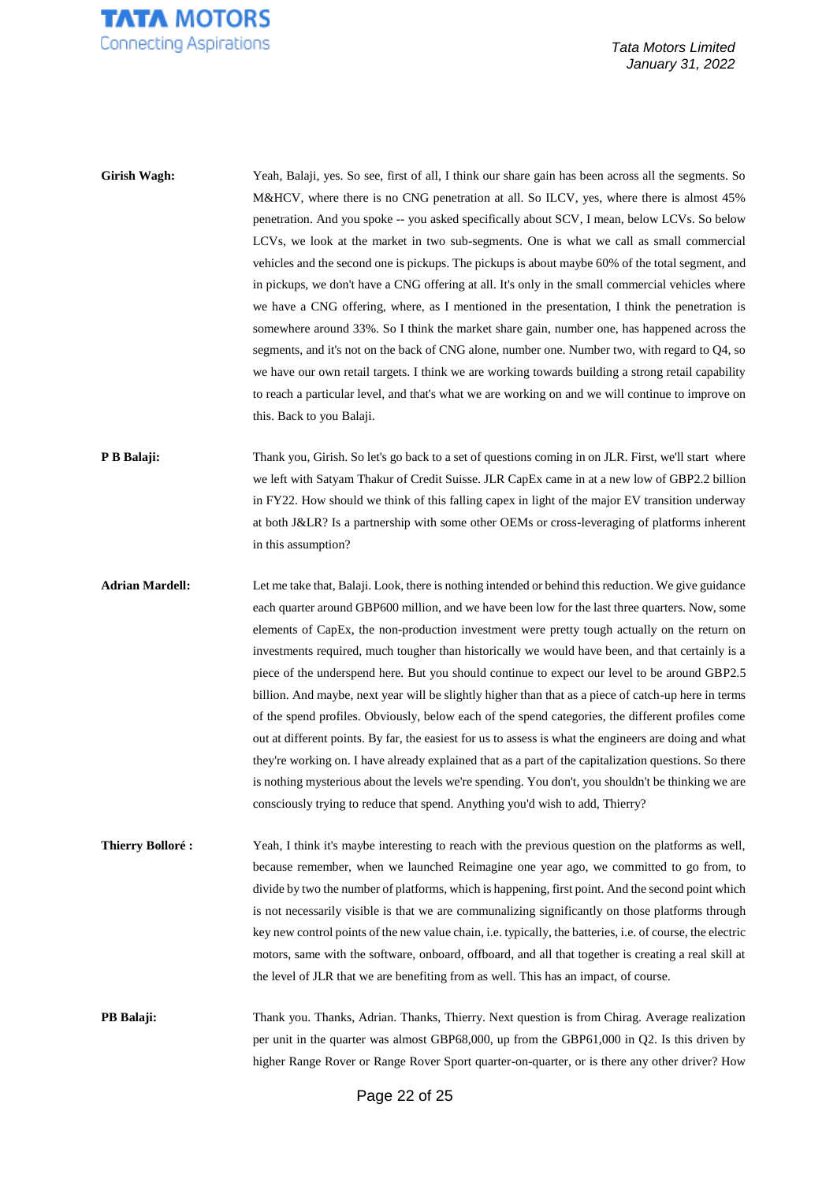**Girish Wagh:** Yeah, Balaji, yes. So see, first of all, I think our share gain has been across all the segments. So M&HCV, where there is no CNG penetration at all. So ILCV, yes, where there is almost 45% penetration. And you spoke -- you asked specifically about SCV, I mean, below LCVs. So below LCVs, we look at the market in two sub-segments. One is what we call as small commercial vehicles and the second one is pickups. The pickups is about maybe 60% of the total segment, and in pickups, we don't have a CNG offering at all. It's only in the small commercial vehicles where we have a CNG offering, where, as I mentioned in the presentation, I think the penetration is somewhere around 33%. So I think the market share gain, number one, has happened across the segments, and it's not on the back of CNG alone, number one. Number two, with regard to Q4, so we have our own retail targets. I think we are working towards building a strong retail capability to reach a particular level, and that's what we are working on and we will continue to improve on this. Back to you Balaji.

**P B Balaji:** Thank you, Girish. So let's go back to a set of questions coming in on JLR. First, we'll start where we left with Satyam Thakur of Credit Suisse. JLR CapEx came in at a new low of GBP2.2 billion in FY22. How should we think of this falling capex in light of the major EV transition underway at both J&LR? Is a partnership with some other OEMs or cross-leveraging of platforms inherent in this assumption?

**Adrian Mardell:** Let me take that, Balaji. Look, there is nothing intended or behind this reduction. We give guidance each quarter around GBP600 million, and we have been low for the last three quarters. Now, some elements of CapEx, the non-production investment were pretty tough actually on the return on investments required, much tougher than historically we would have been, and that certainly is a piece of the underspend here. But you should continue to expect our level to be around GBP2.5 billion. And maybe, next year will be slightly higher than that as a piece of catch-up here in terms of the spend profiles. Obviously, below each of the spend categories, the different profiles come out at different points. By far, the easiest for us to assess is what the engineers are doing and what they're working on. I have already explained that as a part of the capitalization questions. So there is nothing mysterious about the levels we're spending. You don't, you shouldn't be thinking we are consciously trying to reduce that spend. Anything you'd wish to add, Thierry?

**Thierry Bolloré :** Yeah, I think it's maybe interesting to reach with the previous question on the platforms as well, because remember, when we launched Reimagine one year ago, we committed to go from, to divide by two the number of platforms, which is happening, first point. And the second point which is not necessarily visible is that we are communalizing significantly on those platforms through key new control points of the new value chain, i.e. typically, the batteries, i.e. of course, the electric motors, same with the software, onboard, offboard, and all that together is creating a real skill at the level of JLR that we are benefiting from as well. This has an impact, of course.

**PB Balaji:** Thank you. Thanks, Adrian. Thanks, Thierry. Next question is from Chirag. Average realization per unit in the quarter was almost GBP68,000, up from the GBP61,000 in Q2. Is this driven by higher Range Rover or Range Rover Sport quarter-on-quarter, or is there any other driver? How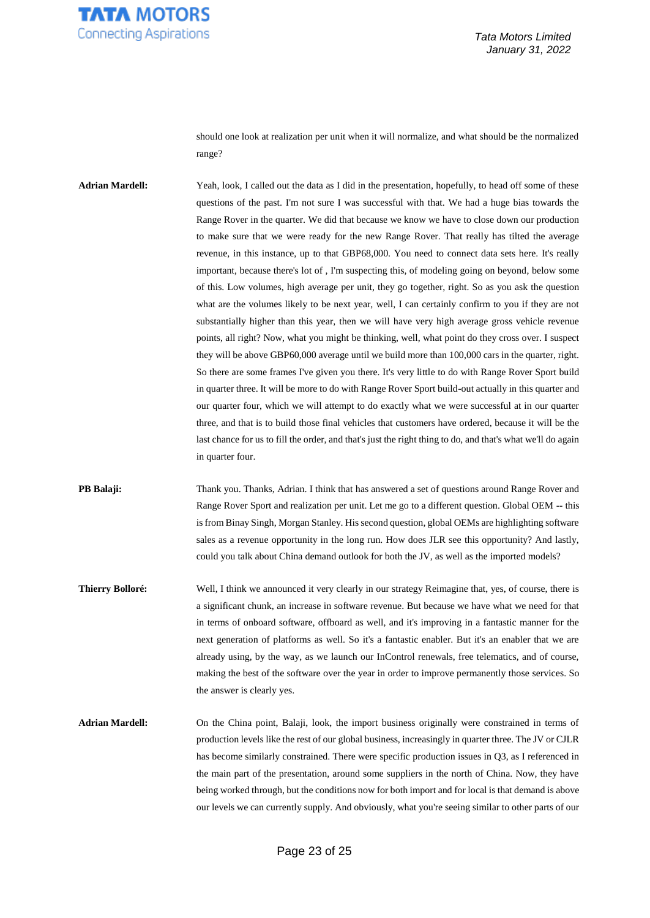should one look at realization per unit when it will normalize, and what should be the normalized range?

**Adrian Mardell:** Yeah, look, I called out the data as I did in the presentation, hopefully, to head off some of these questions of the past. I'm not sure I was successful with that. We had a huge bias towards the Range Rover in the quarter. We did that because we know we have to close down our production to make sure that we were ready for the new Range Rover. That really has tilted the average revenue, in this instance, up to that GBP68,000. You need to connect data sets here. It's really important, because there's lot of , I'm suspecting this, of modeling going on beyond, below some of this. Low volumes, high average per unit, they go together, right. So as you ask the question what are the volumes likely to be next year, well, I can certainly confirm to you if they are not substantially higher than this year, then we will have very high average gross vehicle revenue points, all right? Now, what you might be thinking, well, what point do they cross over. I suspect they will be above GBP60,000 average until we build more than 100,000 cars in the quarter, right. So there are some frames I've given you there. It's very little to do with Range Rover Sport build in quarter three. It will be more to do with Range Rover Sport build-out actually in this quarter and our quarter four, which we will attempt to do exactly what we were successful at in our quarter three, and that is to build those final vehicles that customers have ordered, because it will be the last chance for us to fill the order, and that's just the right thing to do, and that's what we'll do again in quarter four.

**PB Balaji:** Thank you. Thanks, Adrian. I think that has answered a set of questions around Range Rover and Range Rover Sport and realization per unit. Let me go to a different question. Global OEM -- this is from Binay Singh, Morgan Stanley. His second question, global OEMs are highlighting software sales as a revenue opportunity in the long run. How does JLR see this opportunity? And lastly, could you talk about China demand outlook for both the JV, as well as the imported models?

**Thierry Bolloré:** Well, I think we announced it very clearly in our strategy Reimagine that, yes, of course, there is a significant chunk, an increase in software revenue. But because we have what we need for that in terms of onboard software, offboard as well, and it's improving in a fantastic manner for the next generation of platforms as well. So it's a fantastic enabler. But it's an enabler that we are already using, by the way, as we launch our InControl renewals, free telematics, and of course, making the best of the software over the year in order to improve permanently those services. So the answer is clearly yes.

**Adrian Mardell:** On the China point, Balaji, look, the import business originally were constrained in terms of production levels like the rest of our global business, increasingly in quarter three. The JV or CJLR has become similarly constrained. There were specific production issues in Q3, as I referenced in the main part of the presentation, around some suppliers in the north of China. Now, they have being worked through, but the conditions now for both import and for local is that demand is above our levels we can currently supply. And obviously, what you're seeing similar to other parts of our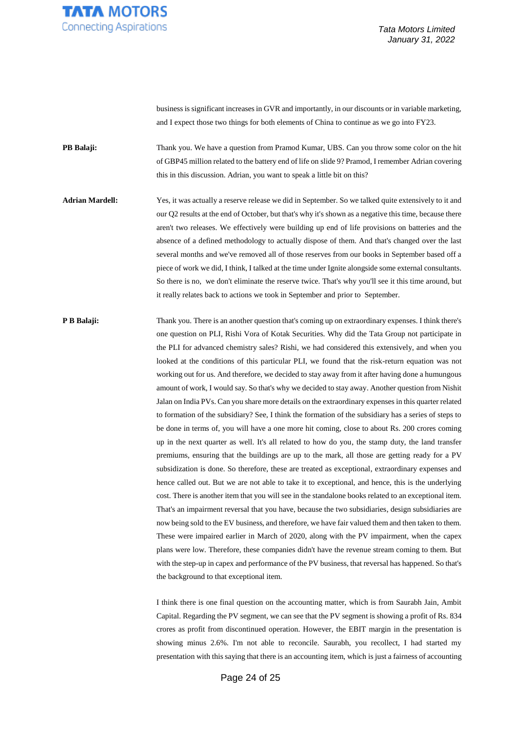business is significant increases in GVR and importantly, in our discounts or in variable marketing, and I expect those two things for both elements of China to continue as we go into FY23.

**PB Balaji:** Thank you. We have a question from Pramod Kumar, UBS. Can you throw some color on the hit of GBP45 million related to the battery end of life on slide 9? Pramod, I remember Adrian covering this in this discussion. Adrian, you want to speak a little bit on this?

**Adrian Mardell:** Yes, it was actually a reserve release we did in September. So we talked quite extensively to it and our Q2 results at the end of October, but that's why it's shown as a negative this time, because there aren't two releases. We effectively were building up end of life provisions on batteries and the absence of a defined methodology to actually dispose of them. And that's changed over the last several months and we've removed all of those reserves from our books in September based off a piece of work we did, I think, I talked at the time under Ignite alongside some external consultants. So there is no, we don't eliminate the reserve twice. That's why you'll see it this time around, but it really relates back to actions we took in September and prior to September.

**P B Balaji:** Thank you. There is an another question that's coming up on extraordinary expenses. I think there's one question on PLI, Rishi Vora of Kotak Securities. Why did the Tata Group not participate in the PLI for advanced chemistry sales? Rishi, we had considered this extensively, and when you looked at the conditions of this particular PLI, we found that the risk-return equation was not working out for us. And therefore, we decided to stay away from it after having done a humungous amount of work, I would say. So that's why we decided to stay away. Another question from Nishit Jalan on India PVs. Can you share more details on the extraordinary expenses in this quarter related to formation of the subsidiary? See, I think the formation of the subsidiary has a series of steps to be done in terms of, you will have a one more hit coming, close to about Rs. 200 crores coming up in the next quarter as well. It's all related to how do you, the stamp duty, the land transfer premiums, ensuring that the buildings are up to the mark, all those are getting ready for a PV subsidization is done. So therefore, these are treated as exceptional, extraordinary expenses and hence called out. But we are not able to take it to exceptional, and hence, this is the underlying cost. There is another item that you will see in the standalone books related to an exceptional item. That's an impairment reversal that you have, because the two subsidiaries, design subsidiaries are now being sold to the EV business, and therefore, we have fair valued them and then taken to them. These were impaired earlier in March of 2020, along with the PV impairment, when the capex plans were low. Therefore, these companies didn't have the revenue stream coming to them. But with the step-up in capex and performance of the PV business, that reversal has happened. So that's the background to that exceptional item.

I think there is one final question on the accounting matter, which is from Saurabh Jain, Ambit Capital. Regarding the PV segment, we can see that the PV segment is showing a profit of Rs. 834 crores as profit from discontinued operation. However, the EBIT margin in the presentation is showing minus 2.6%. I'm not able to reconcile. Saurabh, you recollect, I had started my presentation with this saying that there is an accounting item, which is just a fairness of accounting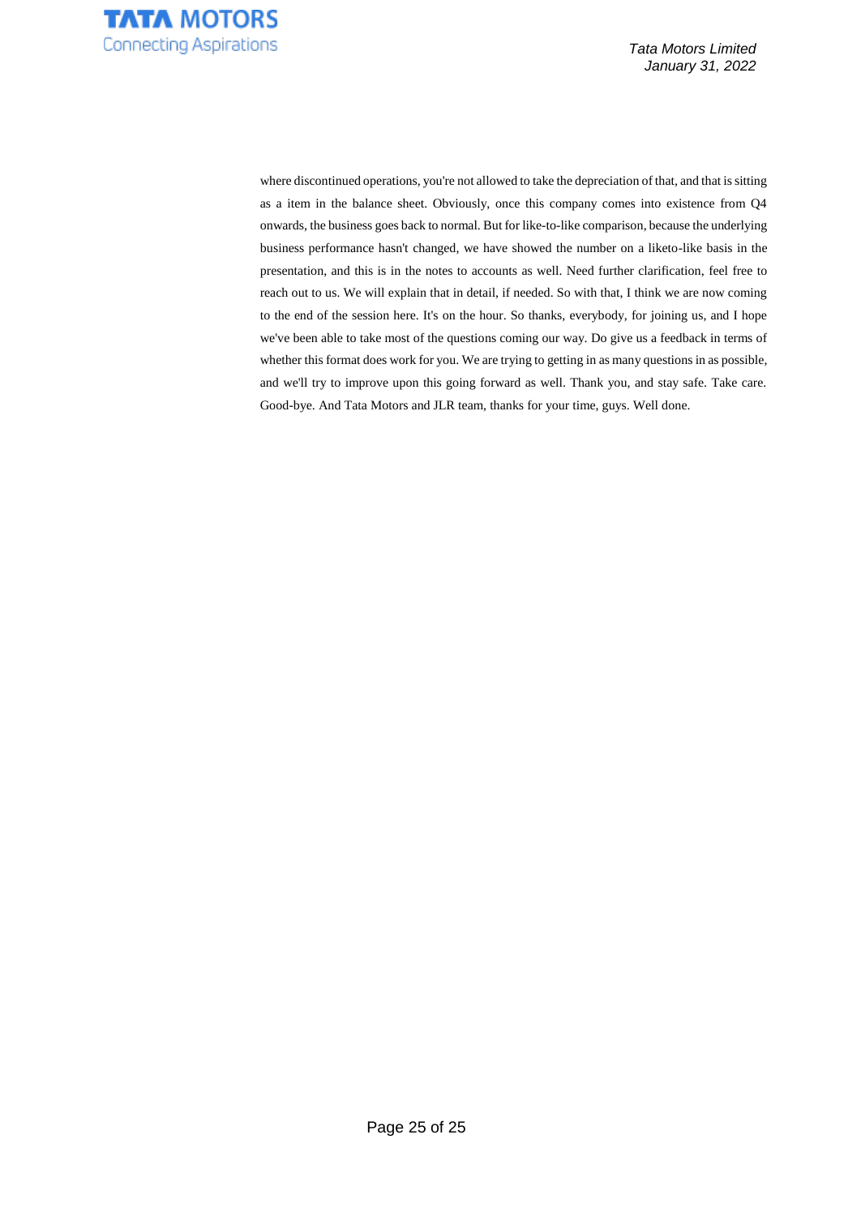where discontinued operations, you're not allowed to take the depreciation of that, and that is sitting as a item in the balance sheet. Obviously, once this company comes into existence from Q4 onwards, the business goes back to normal. But for like-to-like comparison, because the underlying business performance hasn't changed, we have showed the number on a liketo-like basis in the presentation, and this is in the notes to accounts as well. Need further clarification, feel free to reach out to us. We will explain that in detail, if needed. So with that, I think we are now coming to the end of the session here. It's on the hour. So thanks, everybody, for joining us, and I hope we've been able to take most of the questions coming our way. Do give us a feedback in terms of whether this format does work for you. We are trying to getting in as many questions in as possible, and we'll try to improve upon this going forward as well. Thank you, and stay safe. Take care. Good-bye. And Tata Motors and JLR team, thanks for your time, guys. Well done.